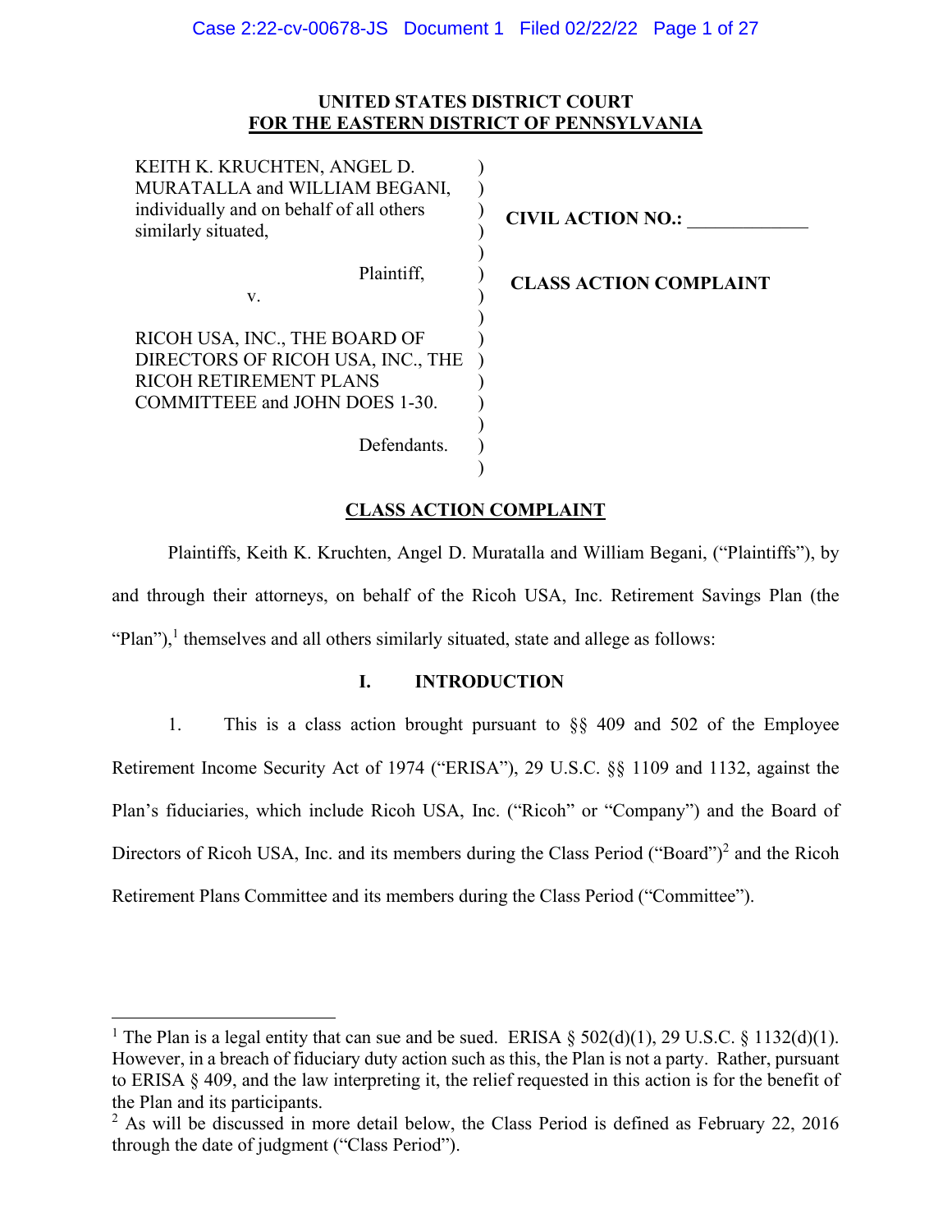**UNITED STATES DISTRICT COURT**
**FOR THE EASTERN DISTRICT OF PENNSYLVANIA**

| | |
|---|---|
| KEITH K. KRUCHTEN, ANGEL D. MURATALLA and WILLIAM BEGANI, individually and on behalf of all others similarly situated,<br><br>Plaintiff,<br><br>v.<br><br>RICOH USA, INC., THE BOARD OF DIRECTORS OF RICOH USA, INC., THE RICOH RETIREMENT PLANS COMMITTEEE and JOHN DOES 1-30.<br><br>Defendants. | **CIVIL ACTION NO.:** ____________<br><br>**CLASS ACTION COMPLAINT** |

## CLASS ACTION COMPLAINT

Plaintiffs, Keith K. Kruchten, Angel D. Muratalla and William Begani, ("Plaintiffs"), by and through their attorneys, on behalf of the Ricoh USA, Inc. Retirement Savings Plan (the "Plan"),[1] themselves and all others similarly situated, state and allege as follows:

## I. INTRODUCTION

1. This is a class action brought pursuant to §§ 409 and 502 of the Employee Retirement Income Security Act of 1974 ("ERISA"), 29 U.S.C. §§ 1109 and 1132, against the Plan's fiduciaries, which include Ricoh USA, Inc. ("Ricoh" or "Company") and the Board of Directors of Ricoh USA, Inc. and its members during the Class Period ("Board")[2] and the Ricoh Retirement Plans Committee and its members during the Class Period ("Committee").

---

[1] The Plan is a legal entity that can sue and be sued. ERISA § 502(d)(1), 29 U.S.C. § 1132(d)(1). However, in a breach of fiduciary duty action such as this, the Plan is not a party. Rather, pursuant to ERISA § 409, and the law interpreting it, the relief requested in this action is for the benefit of the Plan and its participants.

[2] As will be discussed in more detail below, the Class Period is defined as February 22, 2016 through the date of judgment ("Class Period").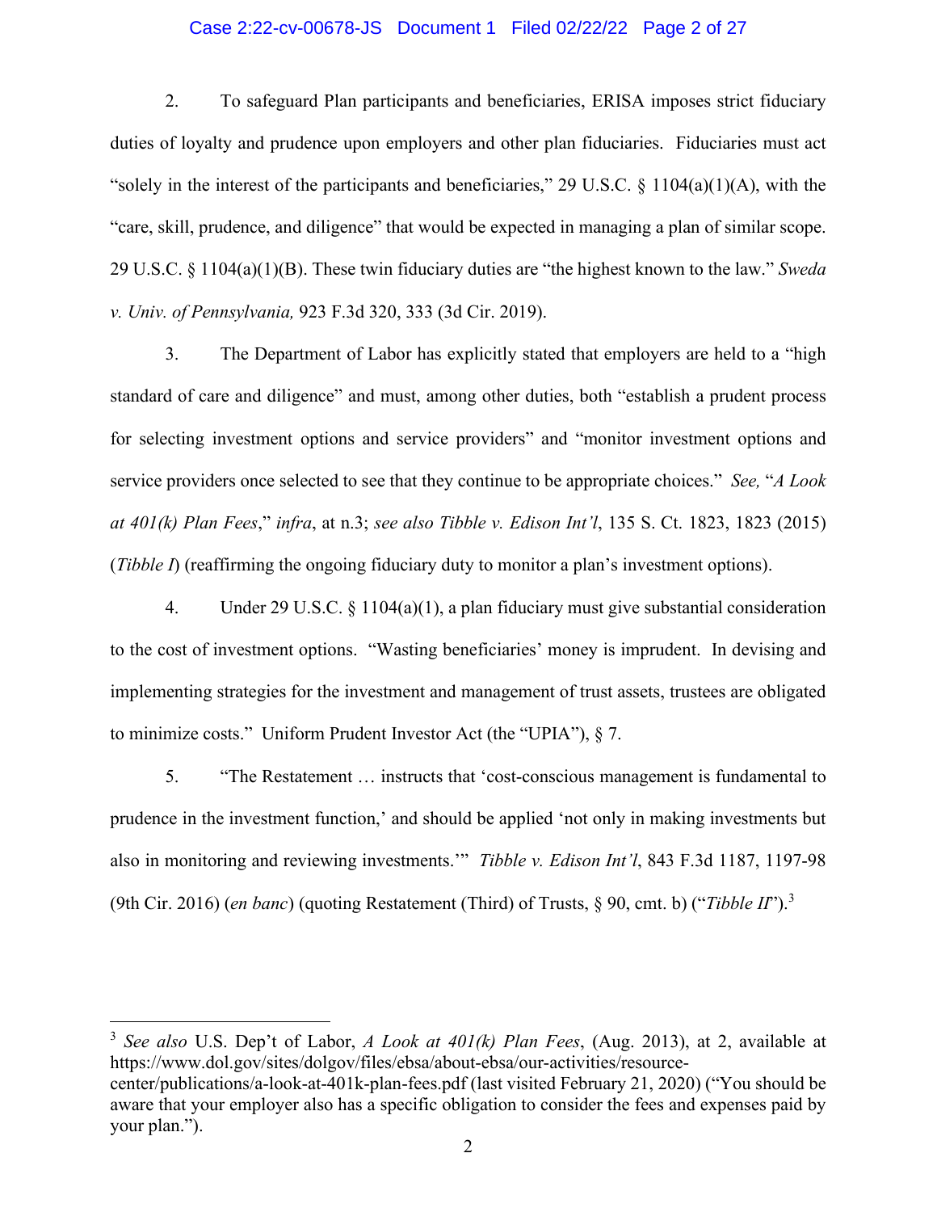2. To safeguard Plan participants and beneficiaries, ERISA imposes strict fiduciary duties of loyalty and prudence upon employers and other plan fiduciaries. Fiduciaries must act "solely in the interest of the participants and beneficiaries," 29 U.S.C. § 1104(a)(1)(A), with the "care, skill, prudence, and diligence" that would be expected in managing a plan of similar scope. 29 U.S.C. § 1104(a)(1)(B). These twin fiduciary duties are "the highest known to the law." *Sweda v. Univ. of Pennsylvania,* 923 F.3d 320, 333 (3d Cir. 2019).

3. The Department of Labor has explicitly stated that employers are held to a "high standard of care and diligence" and must, among other duties, both "establish a prudent process for selecting investment options and service providers" and "monitor investment options and service providers once selected to see that they continue to be appropriate choices." *See,* "*A Look at 401(k) Plan Fees*," *infra*, at n.3; *see also Tibble v. Edison Int'l*, 135 S. Ct. 1823, 1823 (2015) (*Tibble I*) (reaffirming the ongoing fiduciary duty to monitor a plan's investment options).

4. Under 29 U.S.C. § 1104(a)(1), a plan fiduciary must give substantial consideration to the cost of investment options. "Wasting beneficiaries' money is imprudent. In devising and implementing strategies for the investment and management of trust assets, trustees are obligated to minimize costs." Uniform Prudent Investor Act (the "UPIA"), § 7.

5. "The Restatement … instructs that 'cost-conscious management is fundamental to prudence in the investment function,' and should be applied 'not only in making investments but also in monitoring and reviewing investments.'" *Tibble v. Edison Int'l*, 843 F.3d 1187, 1197-98 (9th Cir. 2016) (*en banc*) (quoting Restatement (Third) of Trusts, § 90, cmt. b) ("*Tibble II*").[3]

---

[3] *See also* U.S. Dep't of Labor, *A Look at 401(k) Plan Fees*, (Aug. 2013), at 2, available at https://www.dol.gov/sites/dolgov/files/ebsa/about-ebsa/our-activities/resource-center/publications/a-look-at-401k-plan-fees.pdf (last visited February 21, 2020) ("You should be aware that your employer also has a specific obligation to consider the fees and expenses paid by your plan.").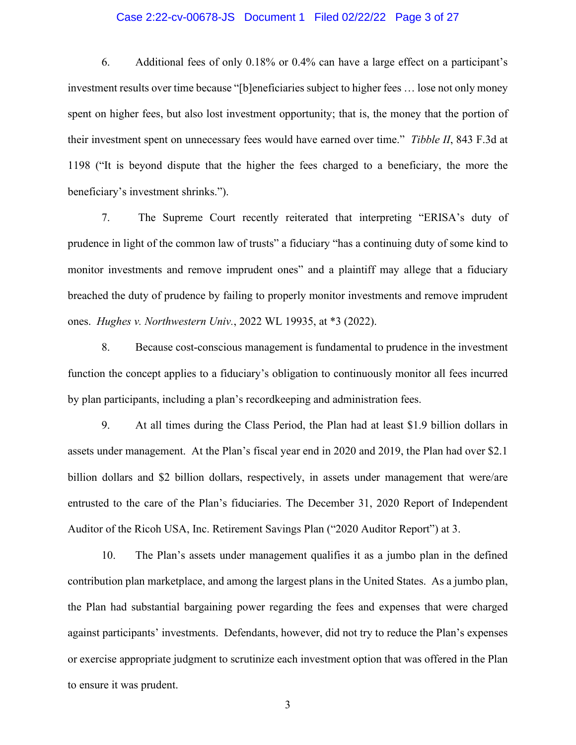6. Additional fees of only 0.18% or 0.4% can have a large effect on a participant's investment results over time because "[b]eneficiaries subject to higher fees … lose not only money spent on higher fees, but also lost investment opportunity; that is, the money that the portion of their investment spent on unnecessary fees would have earned over time." *Tibble II*, 843 F.3d at 1198 ("It is beyond dispute that the higher the fees charged to a beneficiary, the more the beneficiary's investment shrinks.").

7. The Supreme Court recently reiterated that interpreting "ERISA's duty of prudence in light of the common law of trusts" a fiduciary "has a continuing duty of some kind to monitor investments and remove imprudent ones" and a plaintiff may allege that a fiduciary breached the duty of prudence by failing to properly monitor investments and remove imprudent ones. *Hughes v. Northwestern Univ.*, 2022 WL 19935, at *3 (2022).

8. Because cost-conscious management is fundamental to prudence in the investment function the concept applies to a fiduciary's obligation to continuously monitor all fees incurred by plan participants, including a plan's recordkeeping and administration fees.

9. At all times during the Class Period, the Plan had at least $1.9 billion dollars in assets under management. At the Plan's fiscal year end in 2020 and 2019, the Plan had over $2.1 billion dollars and $2 billion dollars, respectively, in assets under management that were/are entrusted to the care of the Plan's fiduciaries. The December 31, 2020 Report of Independent Auditor of the Ricoh USA, Inc. Retirement Savings Plan ("2020 Auditor Report") at 3.

10. The Plan's assets under management qualifies it as a jumbo plan in the defined contribution plan marketplace, and among the largest plans in the United States. As a jumbo plan, the Plan had substantial bargaining power regarding the fees and expenses that were charged against participants' investments. Defendants, however, did not try to reduce the Plan's expenses or exercise appropriate judgment to scrutinize each investment option that was offered in the Plan to ensure it was prudent.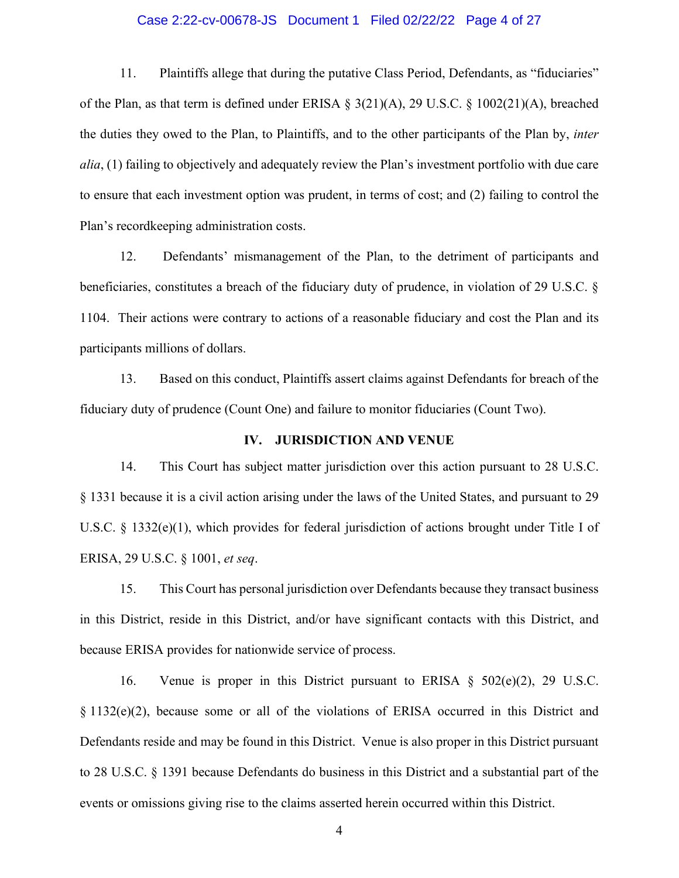11. Plaintiffs allege that during the putative Class Period, Defendants, as "fiduciaries" of the Plan, as that term is defined under ERISA § 3(21)(A), 29 U.S.C. § 1002(21)(A), breached the duties they owed to the Plan, to Plaintiffs, and to the other participants of the Plan by, *inter alia*, (1) failing to objectively and adequately review the Plan's investment portfolio with due care to ensure that each investment option was prudent, in terms of cost; and (2) failing to control the Plan's recordkeeping administration costs.

12. Defendants' mismanagement of the Plan, to the detriment of participants and beneficiaries, constitutes a breach of the fiduciary duty of prudence, in violation of 29 U.S.C. § 1104. Their actions were contrary to actions of a reasonable fiduciary and cost the Plan and its participants millions of dollars.

13. Based on this conduct, Plaintiffs assert claims against Defendants for breach of the fiduciary duty of prudence (Count One) and failure to monitor fiduciaries (Count Two).

## IV. JURISDICTION AND VENUE

14. This Court has subject matter jurisdiction over this action pursuant to 28 U.S.C. § 1331 because it is a civil action arising under the laws of the United States, and pursuant to 29 U.S.C. § 1332(e)(1), which provides for federal jurisdiction of actions brought under Title I of ERISA, 29 U.S.C. § 1001, *et seq*.

15. This Court has personal jurisdiction over Defendants because they transact business in this District, reside in this District, and/or have significant contacts with this District, and because ERISA provides for nationwide service of process.

16. Venue is proper in this District pursuant to ERISA § 502(e)(2), 29 U.S.C. § 1132(e)(2), because some or all of the violations of ERISA occurred in this District and Defendants reside and may be found in this District. Venue is also proper in this District pursuant to 28 U.S.C. § 1391 because Defendants do business in this District and a substantial part of the events or omissions giving rise to the claims asserted herein occurred within this District.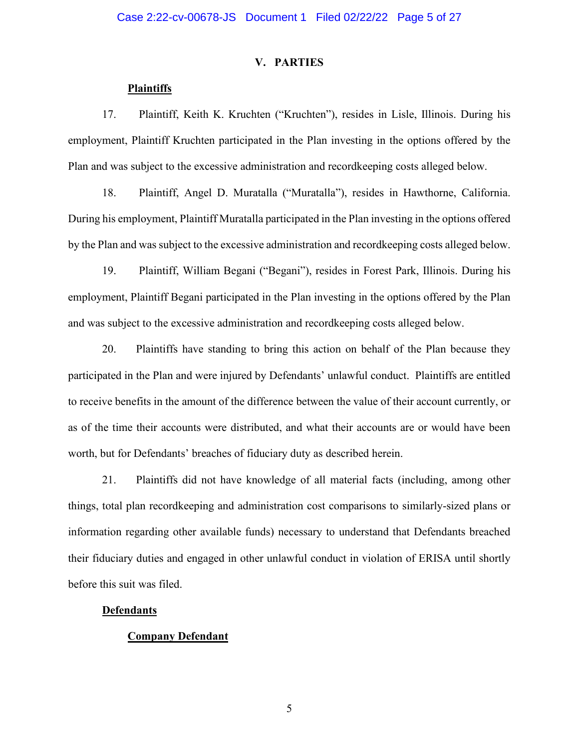## V. PARTIES

**Plaintiffs**

17. Plaintiff, Keith K. Kruchten ("Kruchten"), resides in Lisle, Illinois. During his employment, Plaintiff Kruchten participated in the Plan investing in the options offered by the Plan and was subject to the excessive administration and recordkeeping costs alleged below.

18. Plaintiff, Angel D. Muratalla ("Muratalla"), resides in Hawthorne, California. During his employment, Plaintiff Muratalla participated in the Plan investing in the options offered by the Plan and was subject to the excessive administration and recordkeeping costs alleged below.

19. Plaintiff, William Begani ("Begani"), resides in Forest Park, Illinois. During his employment, Plaintiff Begani participated in the Plan investing in the options offered by the Plan and was subject to the excessive administration and recordkeeping costs alleged below.

20. Plaintiffs have standing to bring this action on behalf of the Plan because they participated in the Plan and were injured by Defendants' unlawful conduct. Plaintiffs are entitled to receive benefits in the amount of the difference between the value of their account currently, or as of the time their accounts were distributed, and what their accounts are or would have been worth, but for Defendants' breaches of fiduciary duty as described herein.

21. Plaintiffs did not have knowledge of all material facts (including, among other things, total plan recordkeeping and administration cost comparisons to similarly-sized plans or information regarding other available funds) necessary to understand that Defendants breached their fiduciary duties and engaged in other unlawful conduct in violation of ERISA until shortly before this suit was filed.

**Defendants**

**Company Defendant**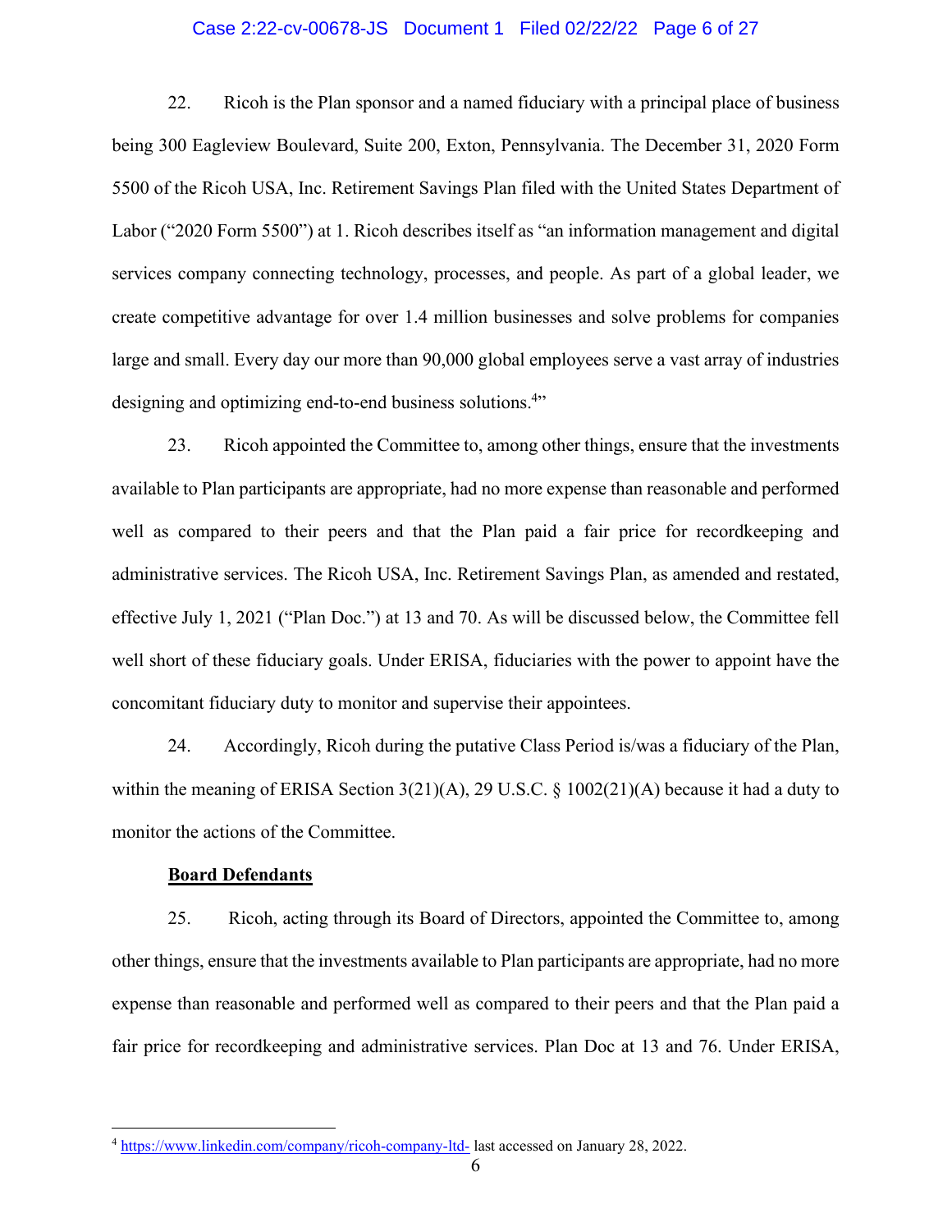22. Ricoh is the Plan sponsor and a named fiduciary with a principal place of business being 300 Eagleview Boulevard, Suite 200, Exton, Pennsylvania. The December 31, 2020 Form 5500 of the Ricoh USA, Inc. Retirement Savings Plan filed with the United States Department of Labor ("2020 Form 5500") at 1. Ricoh describes itself as "an information management and digital services company connecting technology, processes, and people. As part of a global leader, we create competitive advantage for over 1.4 million businesses and solve problems for companies large and small. Every day our more than 90,000 global employees serve a vast array of industries designing and optimizing end-to-end business solutions.[4]"

23. Ricoh appointed the Committee to, among other things, ensure that the investments available to Plan participants are appropriate, had no more expense than reasonable and performed well as compared to their peers and that the Plan paid a fair price for recordkeeping and administrative services. The Ricoh USA, Inc. Retirement Savings Plan, as amended and restated, effective July 1, 2021 ("Plan Doc.") at 13 and 70. As will be discussed below, the Committee fell well short of these fiduciary goals. Under ERISA, fiduciaries with the power to appoint have the concomitant fiduciary duty to monitor and supervise their appointees.

24. Accordingly, Ricoh during the putative Class Period is/was a fiduciary of the Plan, within the meaning of ERISA Section 3(21)(A), 29 U.S.C. § 1002(21)(A) because it had a duty to monitor the actions of the Committee.

**Board Defendants**

25. Ricoh, acting through its Board of Directors, appointed the Committee to, among other things, ensure that the investments available to Plan participants are appropriate, had no more expense than reasonable and performed well as compared to their peers and that the Plan paid a fair price for recordkeeping and administrative services. Plan Doc at 13 and 76. Under ERISA,

---

[4] https://www.linkedin.com/company/ricoh-company-ltd- last accessed on January 28, 2022.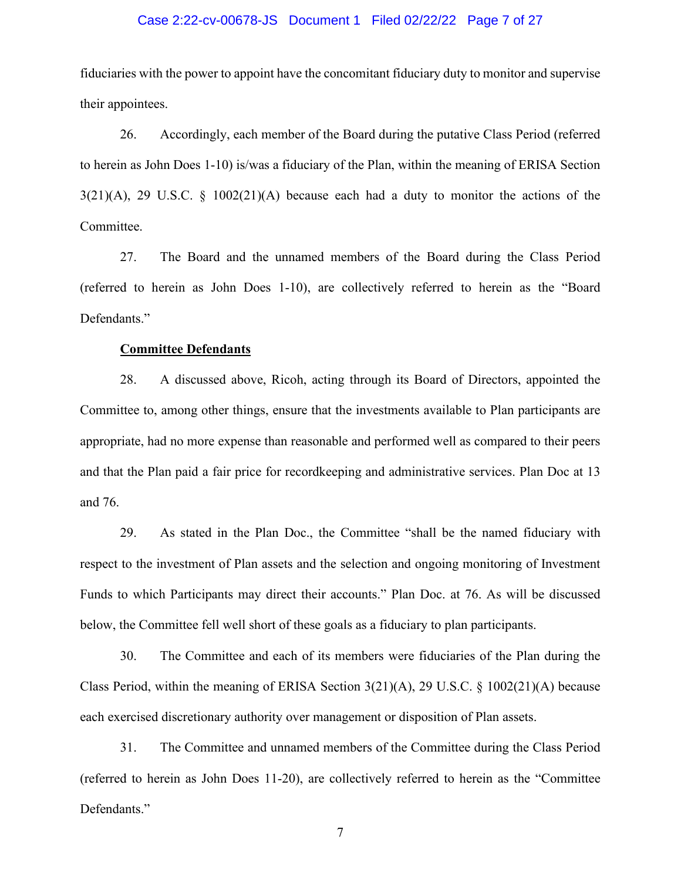fiduciaries with the power to appoint have the concomitant fiduciary duty to monitor and supervise their appointees.

26. Accordingly, each member of the Board during the putative Class Period (referred to herein as John Does 1-10) is/was a fiduciary of the Plan, within the meaning of ERISA Section 3(21)(A), 29 U.S.C. § 1002(21)(A) because each had a duty to monitor the actions of the Committee.

27. The Board and the unnamed members of the Board during the Class Period (referred to herein as John Does 1-10), are collectively referred to herein as the "Board Defendants."

**Committee Defendants**

28. A discussed above, Ricoh, acting through its Board of Directors, appointed the Committee to, among other things, ensure that the investments available to Plan participants are appropriate, had no more expense than reasonable and performed well as compared to their peers and that the Plan paid a fair price for recordkeeping and administrative services. Plan Doc at 13 and 76.

29. As stated in the Plan Doc., the Committee "shall be the named fiduciary with respect to the investment of Plan assets and the selection and ongoing monitoring of Investment Funds to which Participants may direct their accounts." Plan Doc. at 76. As will be discussed below, the Committee fell well short of these goals as a fiduciary to plan participants.

30. The Committee and each of its members were fiduciaries of the Plan during the Class Period, within the meaning of ERISA Section 3(21)(A), 29 U.S.C. § 1002(21)(A) because each exercised discretionary authority over management or disposition of Plan assets.

31. The Committee and unnamed members of the Committee during the Class Period (referred to herein as John Does 11-20), are collectively referred to herein as the "Committee Defendants."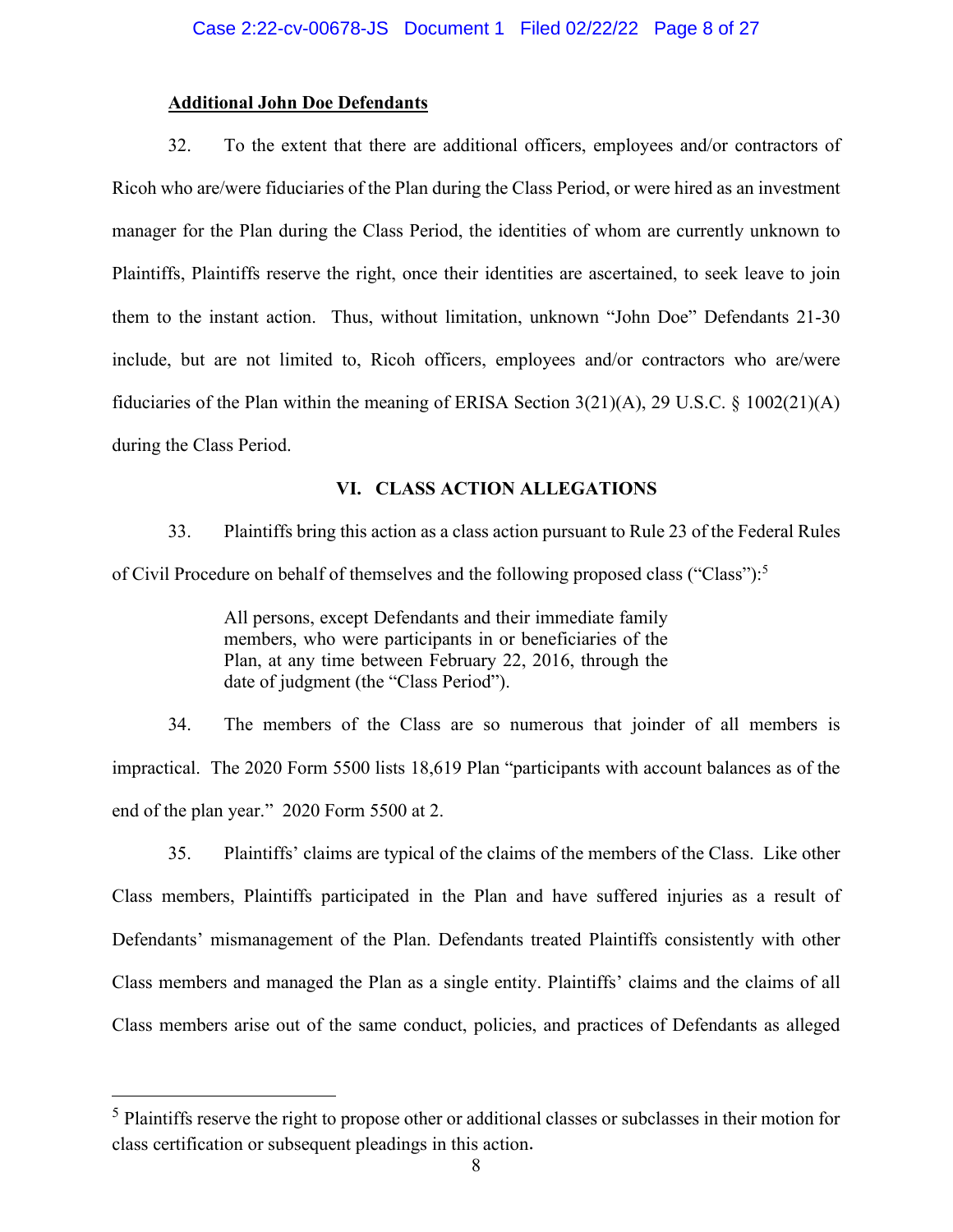**Additional John Doe Defendants**

32. To the extent that there are additional officers, employees and/or contractors of Ricoh who are/were fiduciaries of the Plan during the Class Period, or were hired as an investment manager for the Plan during the Class Period, the identities of whom are currently unknown to Plaintiffs, Plaintiffs reserve the right, once their identities are ascertained, to seek leave to join them to the instant action. Thus, without limitation, unknown "John Doe" Defendants 21-30 include, but are not limited to, Ricoh officers, employees and/or contractors who are/were fiduciaries of the Plan within the meaning of ERISA Section 3(21)(A), 29 U.S.C. § 1002(21)(A) during the Class Period.

## VI. CLASS ACTION ALLEGATIONS

33. Plaintiffs bring this action as a class action pursuant to Rule 23 of the Federal Rules of Civil Procedure on behalf of themselves and the following proposed class ("Class"):[5]

> All persons, except Defendants and their immediate family members, who were participants in or beneficiaries of the Plan, at any time between February 22, 2016, through the date of judgment (the "Class Period").

34. The members of the Class are so numerous that joinder of all members is impractical. The 2020 Form 5500 lists 18,619 Plan "participants with account balances as of the end of the plan year." 2020 Form 5500 at 2.

35. Plaintiffs' claims are typical of the claims of the members of the Class. Like other Class members, Plaintiffs participated in the Plan and have suffered injuries as a result of Defendants' mismanagement of the Plan. Defendants treated Plaintiffs consistently with other Class members and managed the Plan as a single entity. Plaintiffs' claims and the claims of all Class members arise out of the same conduct, policies, and practices of Defendants as alleged

---

[5] Plaintiffs reserve the right to propose other or additional classes or subclasses in their motion for class certification or subsequent pleadings in this action.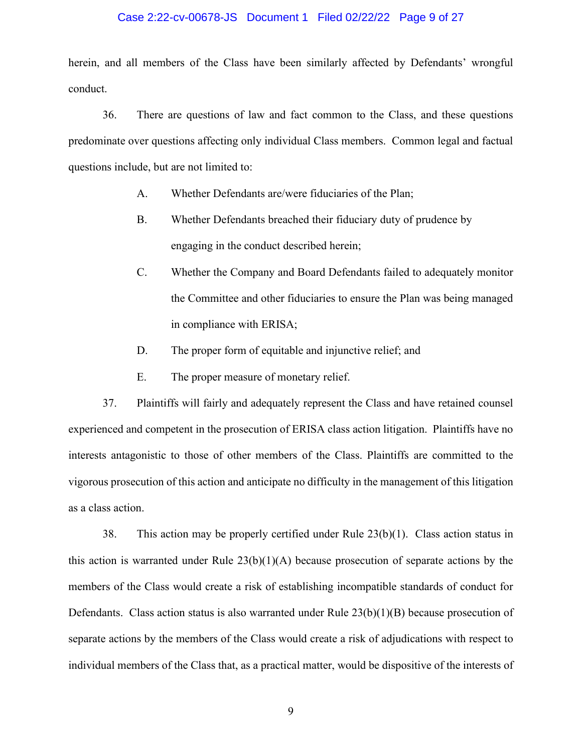herein, and all members of the Class have been similarly affected by Defendants' wrongful conduct.

36. There are questions of law and fact common to the Class, and these questions predominate over questions affecting only individual Class members. Common legal and factual questions include, but are not limited to:

A. Whether Defendants are/were fiduciaries of the Plan;

B. Whether Defendants breached their fiduciary duty of prudence by engaging in the conduct described herein;

C. Whether the Company and Board Defendants failed to adequately monitor the Committee and other fiduciaries to ensure the Plan was being managed in compliance with ERISA;

D. The proper form of equitable and injunctive relief; and

E. The proper measure of monetary relief.

37. Plaintiffs will fairly and adequately represent the Class and have retained counsel experienced and competent in the prosecution of ERISA class action litigation. Plaintiffs have no interests antagonistic to those of other members of the Class. Plaintiffs are committed to the vigorous prosecution of this action and anticipate no difficulty in the management of this litigation as a class action.

38. This action may be properly certified under Rule 23(b)(1). Class action status in this action is warranted under Rule 23(b)(1)(A) because prosecution of separate actions by the members of the Class would create a risk of establishing incompatible standards of conduct for Defendants. Class action status is also warranted under Rule 23(b)(1)(B) because prosecution of separate actions by the members of the Class would create a risk of adjudications with respect to individual members of the Class that, as a practical matter, would be dispositive of the interests of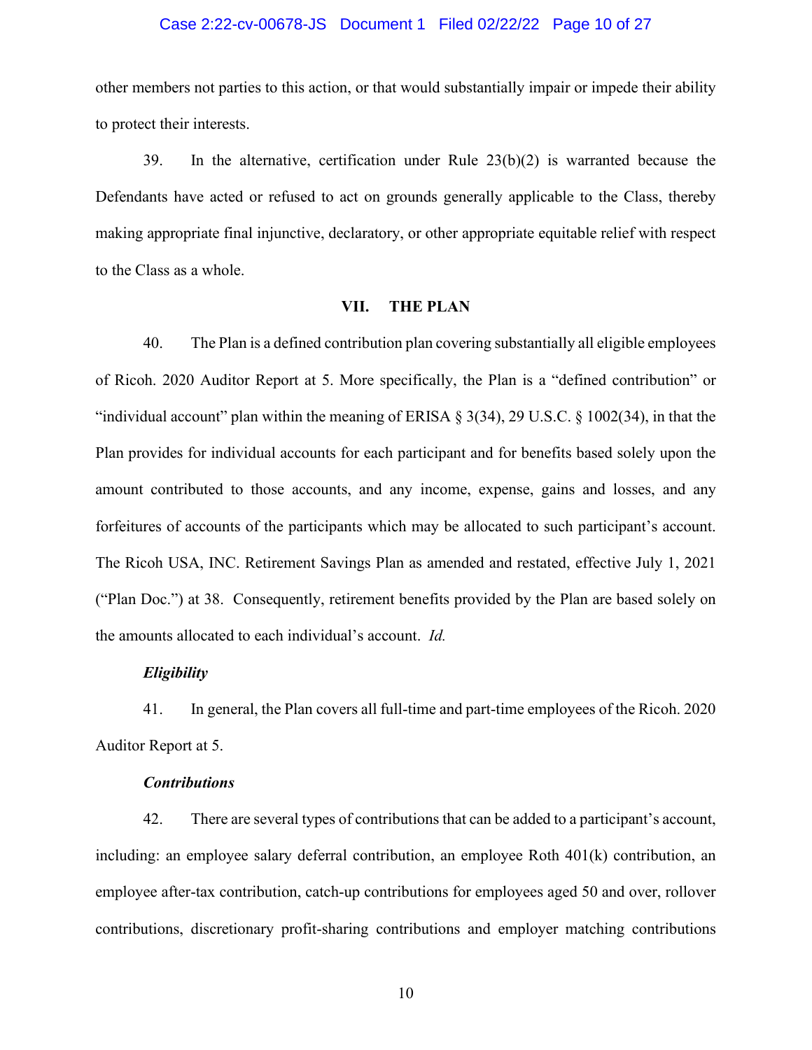other members not parties to this action, or that would substantially impair or impede their ability to protect their interests.

39. In the alternative, certification under Rule 23(b)(2) is warranted because the Defendants have acted or refused to act on grounds generally applicable to the Class, thereby making appropriate final injunctive, declaratory, or other appropriate equitable relief with respect to the Class as a whole.

## VII. THE PLAN

40. The Plan is a defined contribution plan covering substantially all eligible employees of Ricoh. 2020 Auditor Report at 5. More specifically, the Plan is a "defined contribution" or "individual account" plan within the meaning of ERISA § 3(34), 29 U.S.C. § 1002(34), in that the Plan provides for individual accounts for each participant and for benefits based solely upon the amount contributed to those accounts, and any income, expense, gains and losses, and any forfeitures of accounts of the participants which may be allocated to such participant's account. The Ricoh USA, INC. Retirement Savings Plan as amended and restated, effective July 1, 2021 ("Plan Doc.") at 38. Consequently, retirement benefits provided by the Plan are based solely on the amounts allocated to each individual's account. *Id.*

***Eligibility***

41. In general, the Plan covers all full-time and part-time employees of the Ricoh. 2020 Auditor Report at 5.

***Contributions***

42. There are several types of contributions that can be added to a participant's account, including: an employee salary deferral contribution, an employee Roth 401(k) contribution, an employee after-tax contribution, catch-up contributions for employees aged 50 and over, rollover contributions, discretionary profit-sharing contributions and employer matching contributions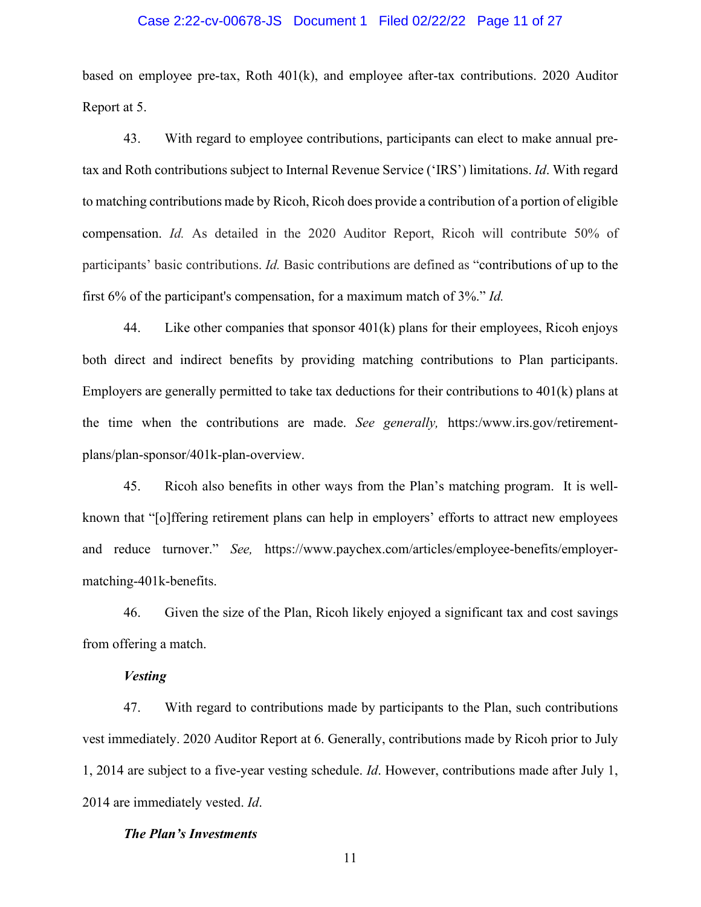based on employee pre-tax, Roth 401(k), and employee after-tax contributions. 2020 Auditor Report at 5.

43. With regard to employee contributions, participants can elect to make annual pre-tax and Roth contributions subject to Internal Revenue Service ('IRS') limitations. *Id*. With regard to matching contributions made by Ricoh, Ricoh does provide a contribution of a portion of eligible compensation. *Id.* As detailed in the 2020 Auditor Report, Ricoh will contribute 50% of participants' basic contributions. *Id.* Basic contributions are defined as "contributions of up to the first 6% of the participant's compensation, for a maximum match of 3%." *Id.*

44. Like other companies that sponsor 401(k) plans for their employees, Ricoh enjoys both direct and indirect benefits by providing matching contributions to Plan participants. Employers are generally permitted to take tax deductions for their contributions to 401(k) plans at the time when the contributions are made. *See generally,* https:/www.irs.gov/retirement-plans/plan-sponsor/401k-plan-overview.

45. Ricoh also benefits in other ways from the Plan's matching program. It is well-known that "[o]ffering retirement plans can help in employers' efforts to attract new employees and reduce turnover." *See,* https://www.paychex.com/articles/employee-benefits/employer-matching-401k-benefits.

46. Given the size of the Plan, Ricoh likely enjoyed a significant tax and cost savings from offering a match.

***Vesting***

47. With regard to contributions made by participants to the Plan, such contributions vest immediately. 2020 Auditor Report at 6. Generally, contributions made by Ricoh prior to July 1, 2014 are subject to a five-year vesting schedule. *Id*. However, contributions made after July 1, 2014 are immediately vested. *Id*.

***The Plan's Investments***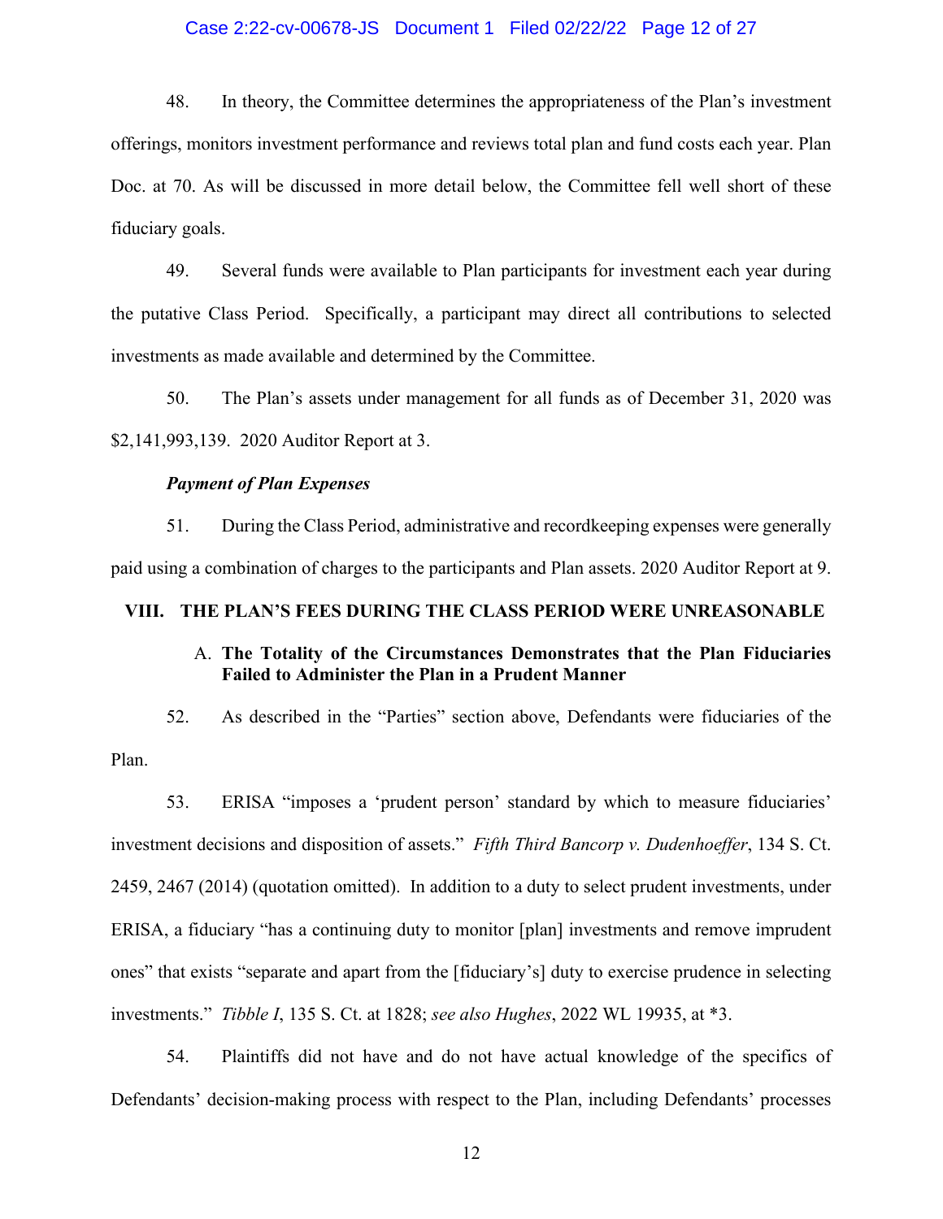48. In theory, the Committee determines the appropriateness of the Plan's investment offerings, monitors investment performance and reviews total plan and fund costs each year. Plan Doc. at 70. As will be discussed in more detail below, the Committee fell well short of these fiduciary goals.

49. Several funds were available to Plan participants for investment each year during the putative Class Period. Specifically, a participant may direct all contributions to selected investments as made available and determined by the Committee.

50. The Plan's assets under management for all funds as of December 31, 2020 was $2,141,993,139. 2020 Auditor Report at 3.

***Payment of Plan Expenses***

51. During the Class Period, administrative and recordkeeping expenses were generally paid using a combination of charges to the participants and Plan assets. 2020 Auditor Report at 9.

## VIII. THE PLAN'S FEES DURING THE CLASS PERIOD WERE UNREASONABLE

### A. The Totality of the Circumstances Demonstrates that the Plan Fiduciaries Failed to Administer the Plan in a Prudent Manner

52. As described in the "Parties" section above, Defendants were fiduciaries of the Plan.

53. ERISA "imposes a 'prudent person' standard by which to measure fiduciaries' investment decisions and disposition of assets." *Fifth Third Bancorp v. Dudenhoeffer*, 134 S. Ct. 2459, 2467 (2014) (quotation omitted). In addition to a duty to select prudent investments, under ERISA, a fiduciary "has a continuing duty to monitor [plan] investments and remove imprudent ones" that exists "separate and apart from the [fiduciary's] duty to exercise prudence in selecting investments." *Tibble I*, 135 S. Ct. at 1828; *see also Hughes*, 2022 WL 19935, at *3.

54. Plaintiffs did not have and do not have actual knowledge of the specifics of Defendants' decision-making process with respect to the Plan, including Defendants' processes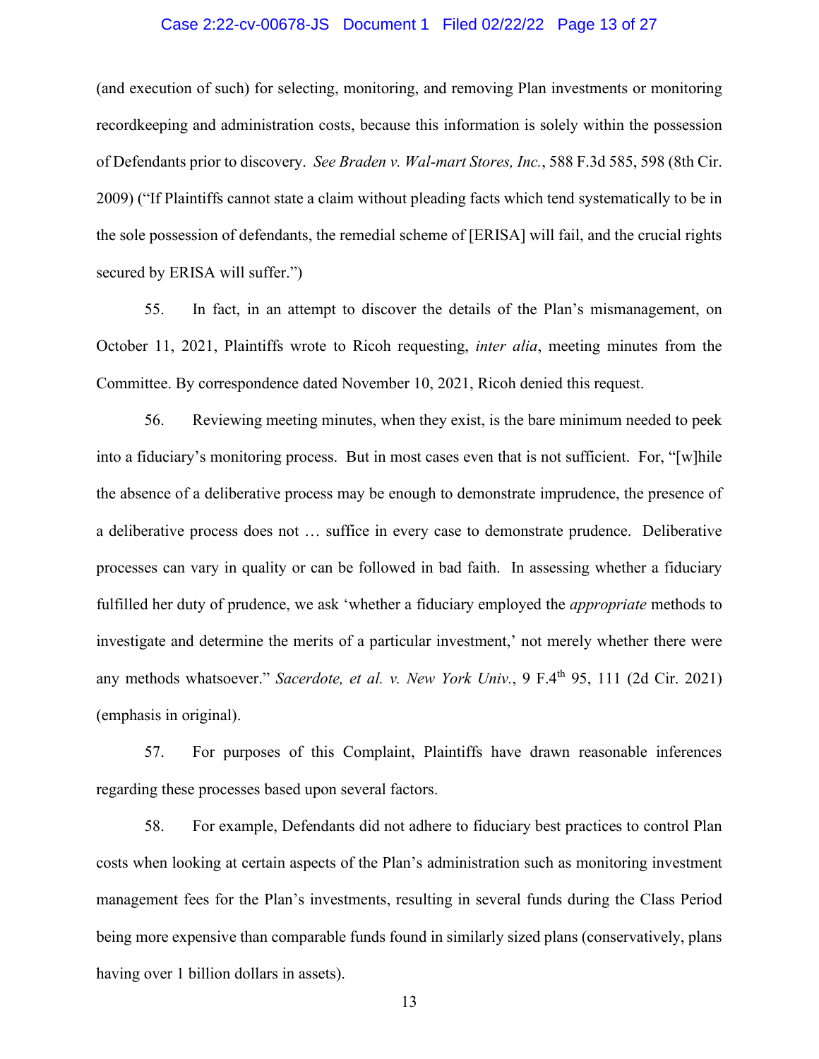(and execution of such) for selecting, monitoring, and removing Plan investments or monitoring recordkeeping and administration costs, because this information is solely within the possession of Defendants prior to discovery. *See Braden v. Wal-mart Stores, Inc.*, 588 F.3d 585, 598 (8th Cir. 2009) ("If Plaintiffs cannot state a claim without pleading facts which tend systematically to be in the sole possession of defendants, the remedial scheme of [ERISA] will fail, and the crucial rights secured by ERISA will suffer.")

55. In fact, in an attempt to discover the details of the Plan's mismanagement, on October 11, 2021, Plaintiffs wrote to Ricoh requesting, *inter alia*, meeting minutes from the Committee. By correspondence dated November 10, 2021, Ricoh denied this request.

56. Reviewing meeting minutes, when they exist, is the bare minimum needed to peek into a fiduciary's monitoring process. But in most cases even that is not sufficient. For, "[w]hile the absence of a deliberative process may be enough to demonstrate imprudence, the presence of a deliberative process does not … suffice in every case to demonstrate prudence. Deliberative processes can vary in quality or can be followed in bad faith. In assessing whether a fiduciary fulfilled her duty of prudence, we ask 'whether a fiduciary employed the *appropriate* methods to investigate and determine the merits of a particular investment,' not merely whether there were any methods whatsoever." *Sacerdote, et al. v. New York Univ.*, 9 F.4th 95, 111 (2d Cir. 2021) (emphasis in original).

57. For purposes of this Complaint, Plaintiffs have drawn reasonable inferences regarding these processes based upon several factors.

58. For example, Defendants did not adhere to fiduciary best practices to control Plan costs when looking at certain aspects of the Plan's administration such as monitoring investment management fees for the Plan's investments, resulting in several funds during the Class Period being more expensive than comparable funds found in similarly sized plans (conservatively, plans having over 1 billion dollars in assets).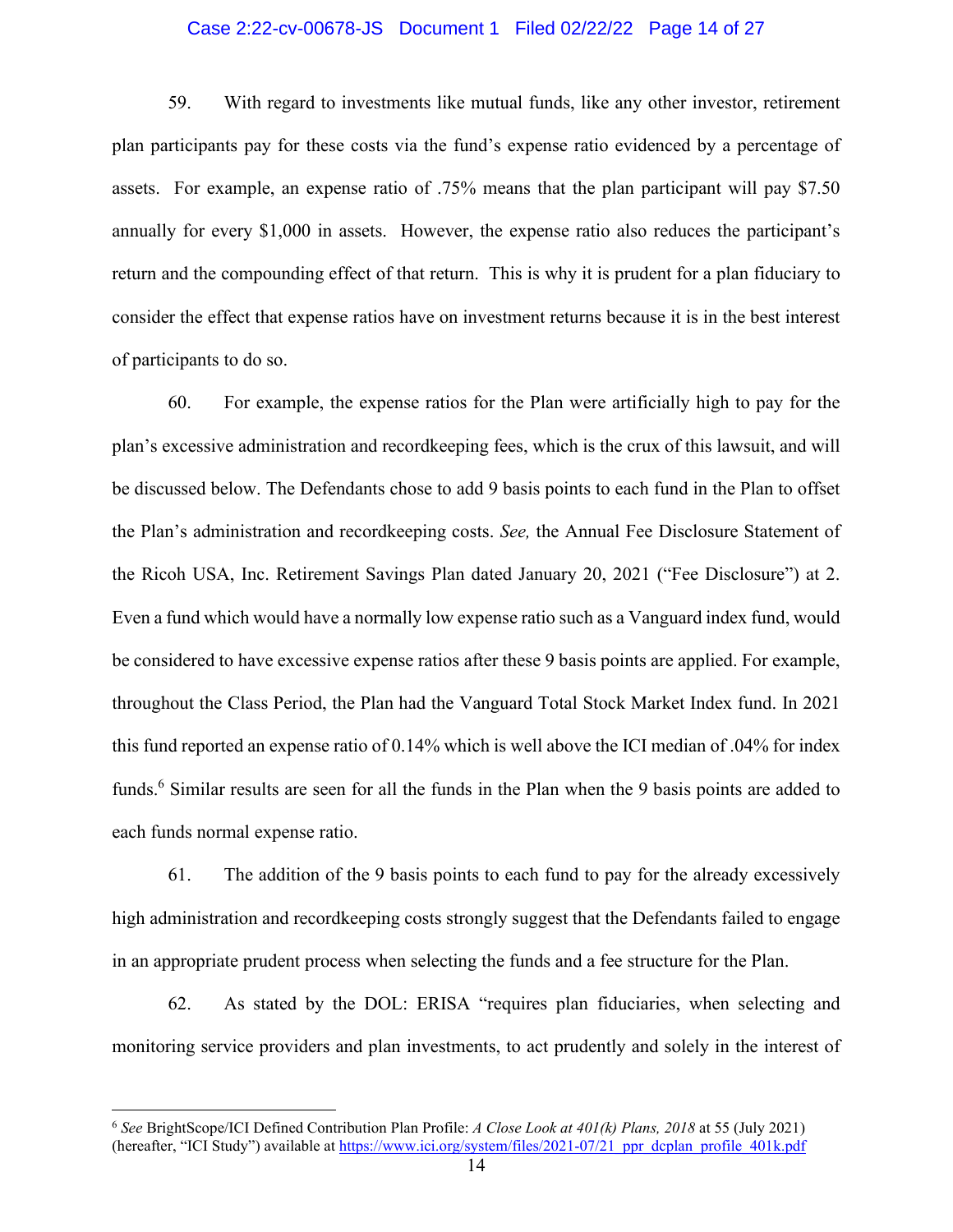59. With regard to investments like mutual funds, like any other investor, retirement plan participants pay for these costs via the fund's expense ratio evidenced by a percentage of assets. For example, an expense ratio of .75% means that the plan participant will pay $7.50 annually for every $1,000 in assets. However, the expense ratio also reduces the participant's return and the compounding effect of that return. This is why it is prudent for a plan fiduciary to consider the effect that expense ratios have on investment returns because it is in the best interest of participants to do so.

60. For example, the expense ratios for the Plan were artificially high to pay for the plan's excessive administration and recordkeeping fees, which is the crux of this lawsuit, and will be discussed below. The Defendants chose to add 9 basis points to each fund in the Plan to offset the Plan's administration and recordkeeping costs. *See,* the Annual Fee Disclosure Statement of the Ricoh USA, Inc. Retirement Savings Plan dated January 20, 2021 ("Fee Disclosure") at 2. Even a fund which would have a normally low expense ratio such as a Vanguard index fund, would be considered to have excessive expense ratios after these 9 basis points are applied. For example, throughout the Class Period, the Plan had the Vanguard Total Stock Market Index fund. In 2021 this fund reported an expense ratio of 0.14% which is well above the ICI median of .04% for index funds.[6] Similar results are seen for all the funds in the Plan when the 9 basis points are added to each funds normal expense ratio.

61. The addition of the 9 basis points to each fund to pay for the already excessively high administration and recordkeeping costs strongly suggest that the Defendants failed to engage in an appropriate prudent process when selecting the funds and a fee structure for the Plan.

62. As stated by the DOL: ERISA "requires plan fiduciaries, when selecting and monitoring service providers and plan investments, to act prudently and solely in the interest of

---

[6] *See* BrightScope/ICI Defined Contribution Plan Profile: *A Close Look at 401(k) Plans, 2018* at 55 (July 2021) (hereafter, "ICI Study") available at https://www.ici.org/system/files/2021-07/21_ppr_dcplan_profile_401k.pdf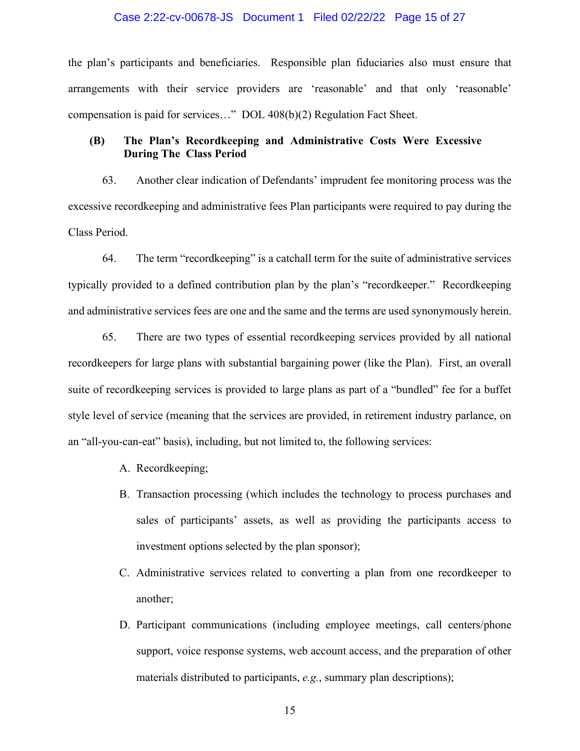the plan's participants and beneficiaries. Responsible plan fiduciaries also must ensure that arrangements with their service providers are 'reasonable' and that only 'reasonable' compensation is paid for services…" DOL 408(b)(2) Regulation Fact Sheet.

### (B) The Plan's Recordkeeping and Administrative Costs Were Excessive During The Class Period

63. Another clear indication of Defendants' imprudent fee monitoring process was the excessive recordkeeping and administrative fees Plan participants were required to pay during the Class Period.

64. The term "recordkeeping" is a catchall term for the suite of administrative services typically provided to a defined contribution plan by the plan's "recordkeeper." Recordkeeping and administrative services fees are one and the same and the terms are used synonymously herein.

65. There are two types of essential recordkeeping services provided by all national recordkeepers for large plans with substantial bargaining power (like the Plan). First, an overall suite of recordkeeping services is provided to large plans as part of a "bundled" fee for a buffet style level of service (meaning that the services are provided, in retirement industry parlance, on an "all-you-can-eat" basis), including, but not limited to, the following services:

A. Recordkeeping;

B. Transaction processing (which includes the technology to process purchases and sales of participants' assets, as well as providing the participants access to investment options selected by the plan sponsor);

C. Administrative services related to converting a plan from one recordkeeper to another;

D. Participant communications (including employee meetings, call centers/phone support, voice response systems, web account access, and the preparation of other materials distributed to participants, *e.g.*, summary plan descriptions);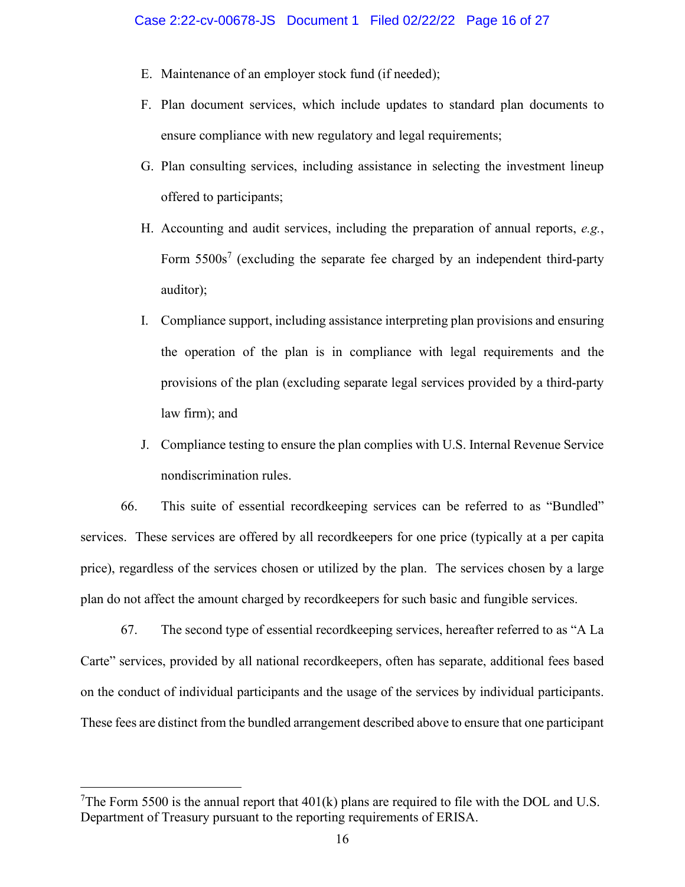E. Maintenance of an employer stock fund (if needed);

F. Plan document services, which include updates to standard plan documents to ensure compliance with new regulatory and legal requirements;

G. Plan consulting services, including assistance in selecting the investment lineup offered to participants;

H. Accounting and audit services, including the preparation of annual reports, *e.g.*, Form 5500s[7] (excluding the separate fee charged by an independent third-party auditor);

I. Compliance support, including assistance interpreting plan provisions and ensuring the operation of the plan is in compliance with legal requirements and the provisions of the plan (excluding separate legal services provided by a third-party law firm); and

J. Compliance testing to ensure the plan complies with U.S. Internal Revenue Service nondiscrimination rules.

66. This suite of essential recordkeeping services can be referred to as "Bundled" services. These services are offered by all recordkeepers for one price (typically at a per capita price), regardless of the services chosen or utilized by the plan. The services chosen by a large plan do not affect the amount charged by recordkeepers for such basic and fungible services.

67. The second type of essential recordkeeping services, hereafter referred to as "A La Carte" services, provided by all national recordkeepers, often has separate, additional fees based on the conduct of individual participants and the usage of the services by individual participants. These fees are distinct from the bundled arrangement described above to ensure that one participant

---

[7] The Form 5500 is the annual report that 401(k) plans are required to file with the DOL and U.S. Department of Treasury pursuant to the reporting requirements of ERISA.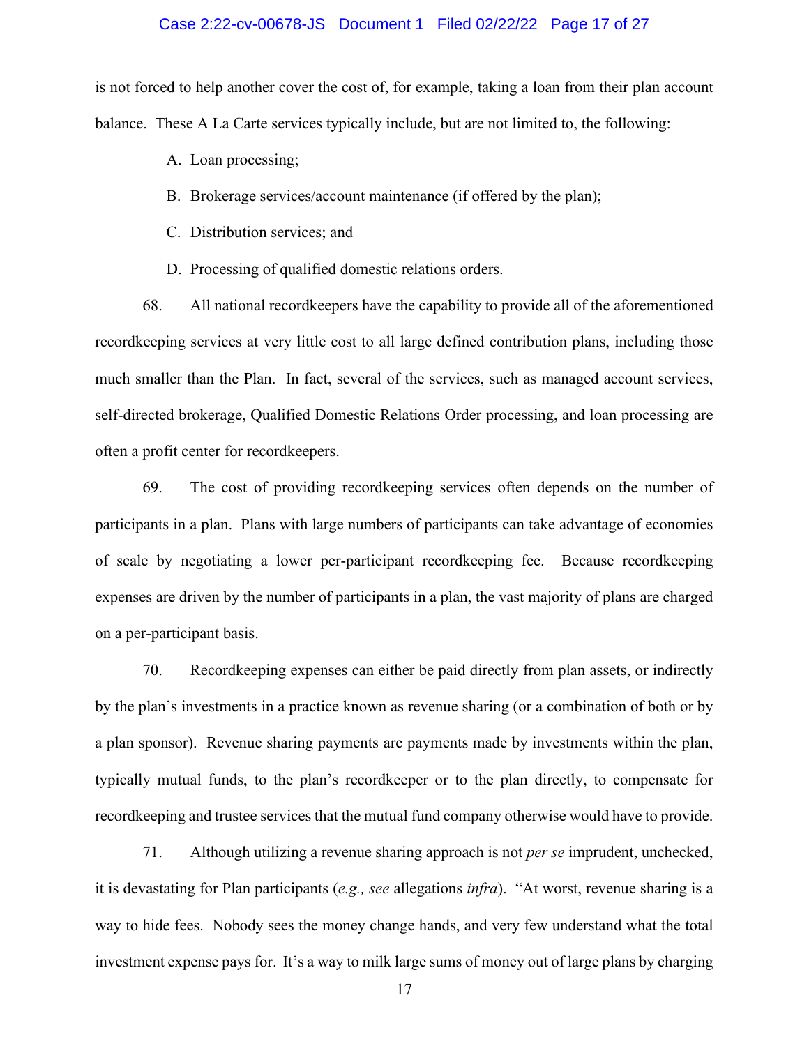is not forced to help another cover the cost of, for example, taking a loan from their plan account balance. These A La Carte services typically include, but are not limited to, the following:

A. Loan processing;

B. Brokerage services/account maintenance (if offered by the plan);

C. Distribution services; and

D. Processing of qualified domestic relations orders.

68. All national recordkeepers have the capability to provide all of the aforementioned recordkeeping services at very little cost to all large defined contribution plans, including those much smaller than the Plan. In fact, several of the services, such as managed account services, self-directed brokerage, Qualified Domestic Relations Order processing, and loan processing are often a profit center for recordkeepers.

69. The cost of providing recordkeeping services often depends on the number of participants in a plan. Plans with large numbers of participants can take advantage of economies of scale by negotiating a lower per-participant recordkeeping fee. Because recordkeeping expenses are driven by the number of participants in a plan, the vast majority of plans are charged on a per-participant basis.

70. Recordkeeping expenses can either be paid directly from plan assets, or indirectly by the plan's investments in a practice known as revenue sharing (or a combination of both or by a plan sponsor). Revenue sharing payments are payments made by investments within the plan, typically mutual funds, to the plan's recordkeeper or to the plan directly, to compensate for recordkeeping and trustee services that the mutual fund company otherwise would have to provide.

71. Although utilizing a revenue sharing approach is not *per se* imprudent, unchecked, it is devastating for Plan participants (*e.g., see* allegations *infra*). "At worst, revenue sharing is a way to hide fees. Nobody sees the money change hands, and very few understand what the total investment expense pays for. It's a way to milk large sums of money out of large plans by charging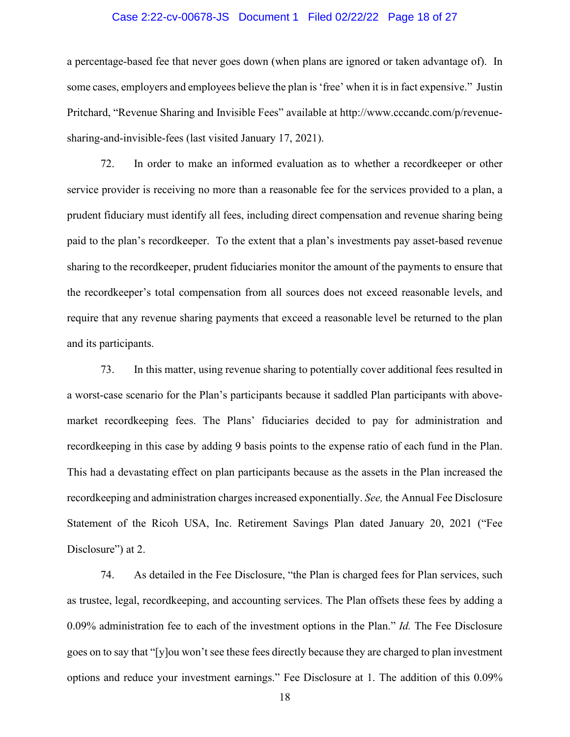a percentage-based fee that never goes down (when plans are ignored or taken advantage of). In some cases, employers and employees believe the plan is 'free' when it is in fact expensive." Justin Pritchard, "Revenue Sharing and Invisible Fees" available at http://www.cccandc.com/p/revenue-sharing-and-invisible-fees (last visited January 17, 2021).

72. In order to make an informed evaluation as to whether a recordkeeper or other service provider is receiving no more than a reasonable fee for the services provided to a plan, a prudent fiduciary must identify all fees, including direct compensation and revenue sharing being paid to the plan's recordkeeper. To the extent that a plan's investments pay asset-based revenue sharing to the recordkeeper, prudent fiduciaries monitor the amount of the payments to ensure that the recordkeeper's total compensation from all sources does not exceed reasonable levels, and require that any revenue sharing payments that exceed a reasonable level be returned to the plan and its participants.

73. In this matter, using revenue sharing to potentially cover additional fees resulted in a worst-case scenario for the Plan's participants because it saddled Plan participants with above-market recordkeeping fees. The Plans' fiduciaries decided to pay for administration and recordkeeping in this case by adding 9 basis points to the expense ratio of each fund in the Plan. This had a devastating effect on plan participants because as the assets in the Plan increased the recordkeeping and administration charges increased exponentially. *See,* the Annual Fee Disclosure Statement of the Ricoh USA, Inc. Retirement Savings Plan dated January 20, 2021 ("Fee Disclosure") at 2.

74. As detailed in the Fee Disclosure, "the Plan is charged fees for Plan services, such as trustee, legal, recordkeeping, and accounting services. The Plan offsets these fees by adding a 0.09% administration fee to each of the investment options in the Plan." *Id.* The Fee Disclosure goes on to say that "[y]ou won't see these fees directly because they are charged to plan investment options and reduce your investment earnings." Fee Disclosure at 1. The addition of this 0.09%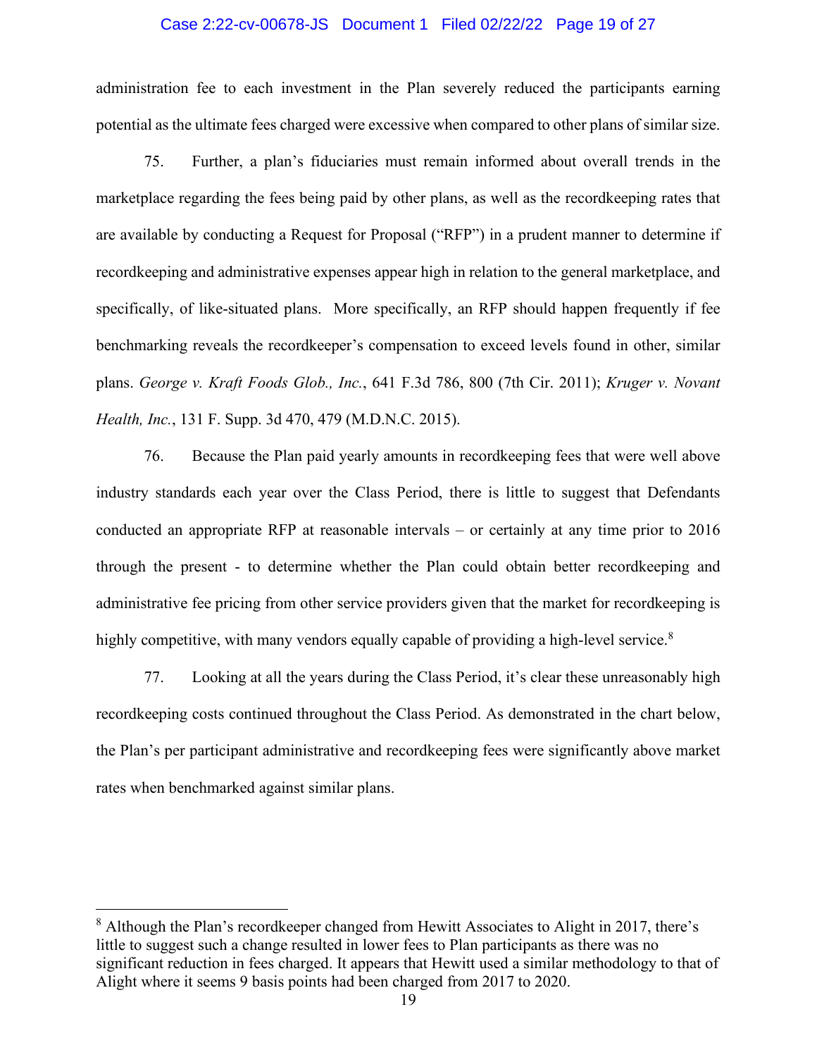administration fee to each investment in the Plan severely reduced the participants earning potential as the ultimate fees charged were excessive when compared to other plans of similar size.

75. Further, a plan's fiduciaries must remain informed about overall trends in the marketplace regarding the fees being paid by other plans, as well as the recordkeeping rates that are available by conducting a Request for Proposal ("RFP") in a prudent manner to determine if recordkeeping and administrative expenses appear high in relation to the general marketplace, and specifically, of like-situated plans. More specifically, an RFP should happen frequently if fee benchmarking reveals the recordkeeper's compensation to exceed levels found in other, similar plans. *George v. Kraft Foods Glob., Inc.*, 641 F.3d 786, 800 (7th Cir. 2011); *Kruger v. Novant Health, Inc.*, 131 F. Supp. 3d 470, 479 (M.D.N.C. 2015).

76. Because the Plan paid yearly amounts in recordkeeping fees that were well above industry standards each year over the Class Period, there is little to suggest that Defendants conducted an appropriate RFP at reasonable intervals – or certainly at any time prior to 2016 through the present - to determine whether the Plan could obtain better recordkeeping and administrative fee pricing from other service providers given that the market for recordkeeping is highly competitive, with many vendors equally capable of providing a high-level service.[8]

77. Looking at all the years during the Class Period, it's clear these unreasonably high recordkeeping costs continued throughout the Class Period. As demonstrated in the chart below, the Plan's per participant administrative and recordkeeping fees were significantly above market rates when benchmarked against similar plans.

---

[8] Although the Plan's recordkeeper changed from Hewitt Associates to Alight in 2017, there's little to suggest such a change resulted in lower fees to Plan participants as there was no significant reduction in fees charged. It appears that Hewitt used a similar methodology to that of Alight where it seems 9 basis points had been charged from 2017 to 2020.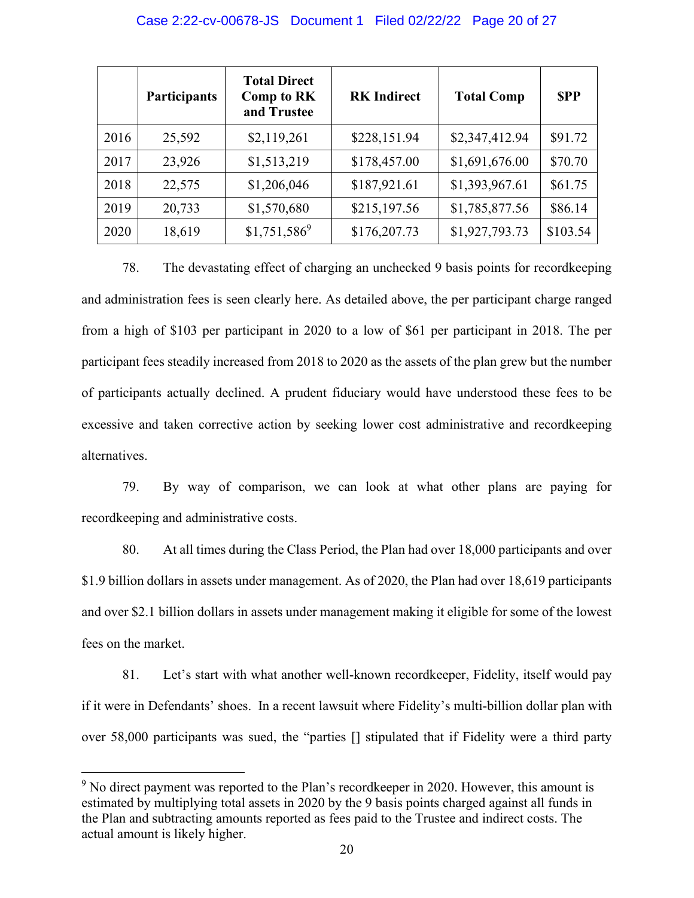| | Participants | Total Direct Comp to RK and Trustee | RK Indirect | Total Comp | $PP |
|---|---|---|---|---|---|
| 2016 | 25,592 | $2,119,261 | $228,151.94 | $2,347,412.94 | $91.72 |
| 2017 | 23,926 | $1,513,219 | $178,457.00 | $1,691,676.00 | $70.70 |
| 2018 | 22,575 | $1,206,046 | $187,921.61 | $1,393,967.61 | $61.75 |
| 2019 | 20,733 | $1,570,680 | $215,197.56 | $1,785,877.56 | $86.14 |
| 2020 | 18,619 | $1,751,586[9] | $176,207.73 | $1,927,793.73 | $103.54 |

78. The devastating effect of charging an unchecked 9 basis points for recordkeeping and administration fees is seen clearly here. As detailed above, the per participant charge ranged from a high of $103 per participant in 2020 to a low of $61 per participant in 2018. The per participant fees steadily increased from 2018 to 2020 as the assets of the plan grew but the number of participants actually declined. A prudent fiduciary would have understood these fees to be excessive and taken corrective action by seeking lower cost administrative and recordkeeping alternatives.

79. By way of comparison, we can look at what other plans are paying for recordkeeping and administrative costs.

80. At all times during the Class Period, the Plan had over 18,000 participants and over $1.9 billion dollars in assets under management. As of 2020, the Plan had over 18,619 participants and over $2.1 billion dollars in assets under management making it eligible for some of the lowest fees on the market.

81. Let's start with what another well-known recordkeeper, Fidelity, itself would pay if it were in Defendants' shoes. In a recent lawsuit where Fidelity's multi-billion dollar plan with over 58,000 participants was sued, the "parties [] stipulated that if Fidelity were a third party

[9] No direct payment was reported to the Plan's recordkeeper in 2020. However, this amount is estimated by multiplying total assets in 2020 by the 9 basis points charged against all funds in the Plan and subtracting amounts reported as fees paid to the Trustee and indirect costs. The actual amount is likely higher.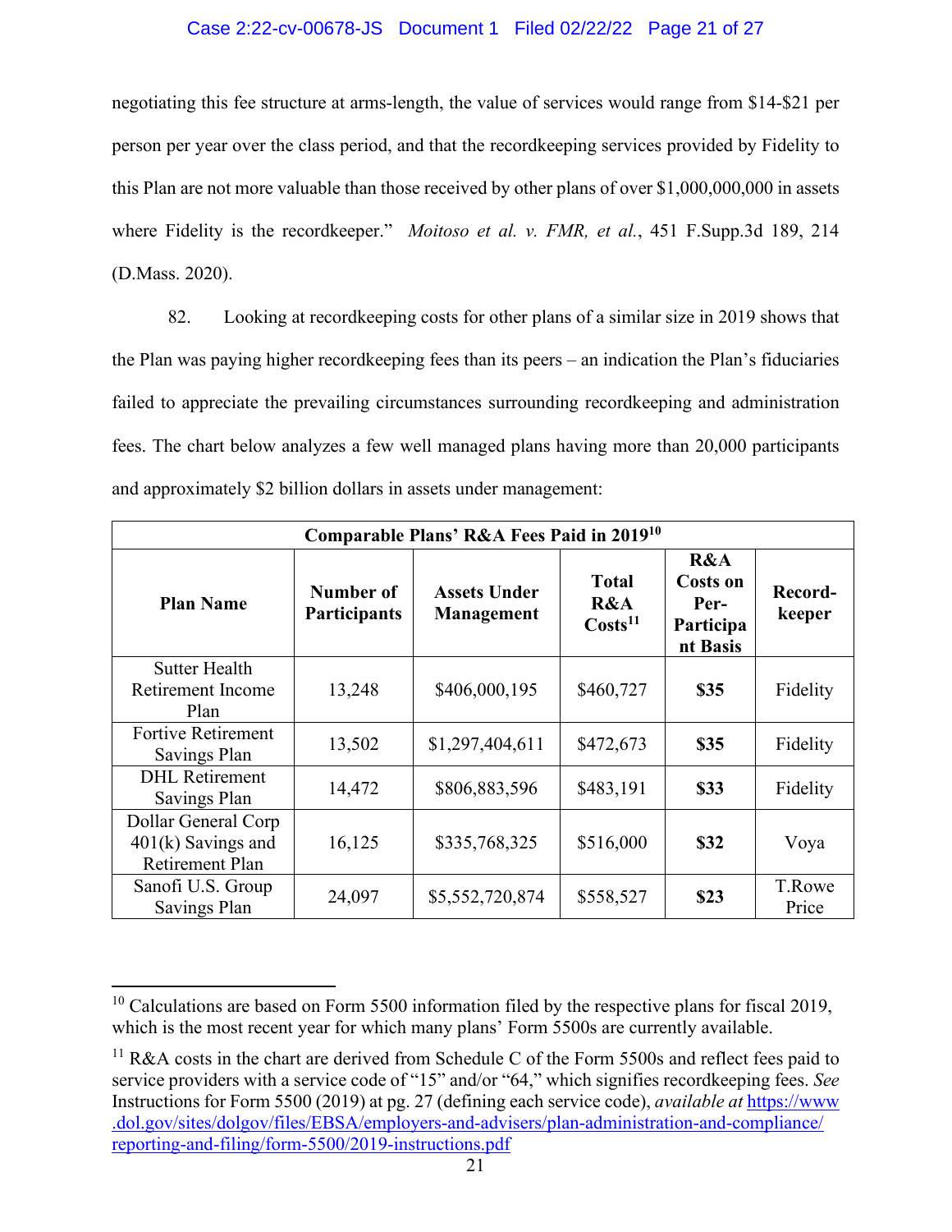negotiating this fee structure at arms-length, the value of services would range from $14-$21 per person per year over the class period, and that the recordkeeping services provided by Fidelity to this Plan are not more valuable than those received by other plans of over $1,000,000,000 in assets where Fidelity is the recordkeeper." *Moitoso et al. v. FMR, et al.*, 451 F.Supp.3d 189, 214 (D.Mass. 2020).

82. Looking at recordkeeping costs for other plans of a similar size in 2019 shows that the Plan was paying higher recordkeeping fees than its peers – an indication the Plan's fiduciaries failed to appreciate the prevailing circumstances surrounding recordkeeping and administration fees. The chart below analyzes a few well managed plans having more than 20,000 participants and approximately $2 billion dollars in assets under management:

| Comparable Plans' R&A Fees Paid in 2019[10] | | | | | |
|---|---|---|---|---|---|
| **Plan Name** | **Number of Participants** | **Assets Under Management** | **Total R&A Costs[11]** | **R&A Costs on Per-Participant Basis** | **Record-keeper** |
| Sutter Health Retirement Income Plan | 13,248 | $406,000,195 | $460,727 | **$35** | Fidelity |
| Fortive Retirement Savings Plan | 13,502 | $1,297,404,611 | $472,673 | **$35** | Fidelity |
| DHL Retirement Savings Plan | 14,472 | $806,883,596 | $483,191 | **$33** | Fidelity |
| Dollar General Corp 401(k) Savings and Retirement Plan | 16,125 | $335,768,325 | $516,000 | **$32** | Voya |
| Sanofi U.S. Group Savings Plan | 24,097 | $5,552,720,874 | $558,527 | **$23** | T.Rowe Price |

[10] Calculations are based on Form 5500 information filed by the respective plans for fiscal 2019, which is the most recent year for which many plans' Form 5500s are currently available.

[11] R&A costs in the chart are derived from Schedule C of the Form 5500s and reflect fees paid to service providers with a service code of "15" and/or "64," which signifies recordkeeping fees. *See* Instructions for Form 5500 (2019) at pg. 27 (defining each service code), *available at* https://www.dol.gov/sites/dolgov/files/EBSA/employers-and-advisers/plan-administration-and-compliance/reporting-and-filing/form-5500/2019-instructions.pdf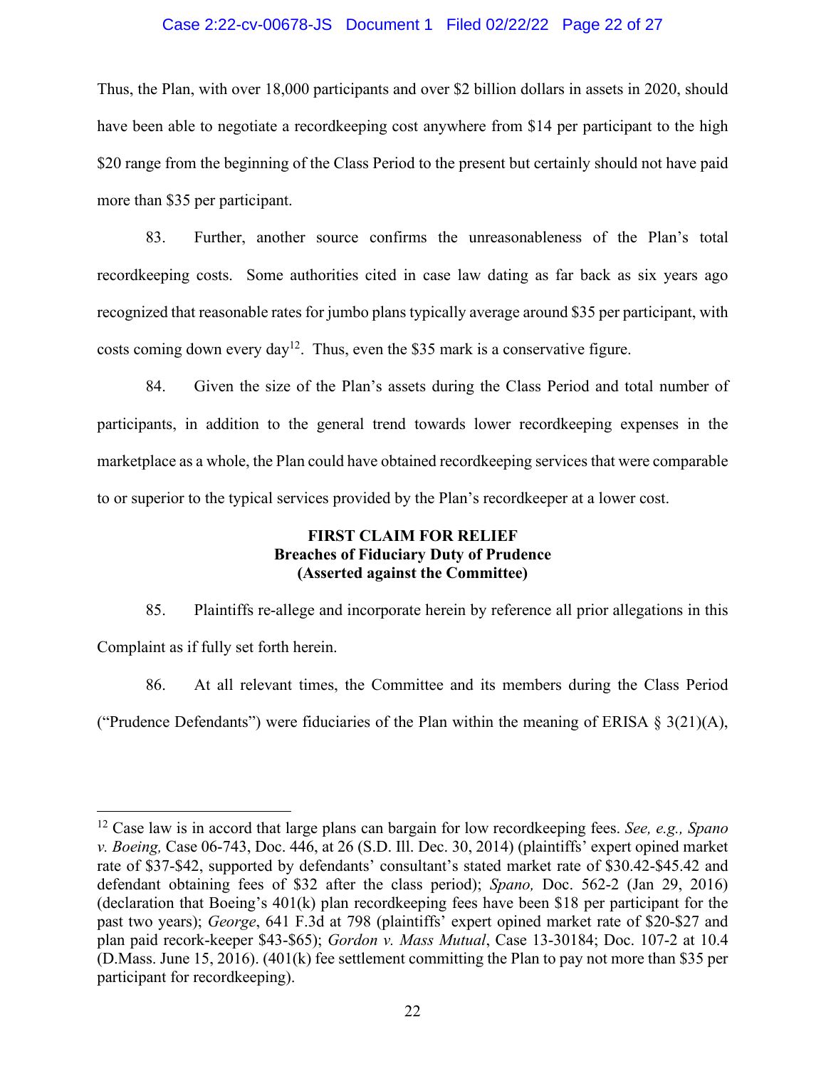Thus, the Plan, with over 18,000 participants and over $2 billion dollars in assets in 2020, should have been able to negotiate a recordkeeping cost anywhere from $14 per participant to the high $20 range from the beginning of the Class Period to the present but certainly should not have paid more than $35 per participant.

83. Further, another source confirms the unreasonableness of the Plan's total recordkeeping costs. Some authorities cited in case law dating as far back as six years ago recognized that reasonable rates for jumbo plans typically average around $35 per participant, with costs coming down every day[12]. Thus, even the $35 mark is a conservative figure.

84. Given the size of the Plan's assets during the Class Period and total number of participants, in addition to the general trend towards lower recordkeeping expenses in the marketplace as a whole, the Plan could have obtained recordkeeping services that were comparable to or superior to the typical services provided by the Plan's recordkeeper at a lower cost.

**FIRST CLAIM FOR RELIEF**
**Breaches of Fiduciary Duty of Prudence**
**(Asserted against the Committee)**

85. Plaintiffs re-allege and incorporate herein by reference all prior allegations in this Complaint as if fully set forth herein.

86. At all relevant times, the Committee and its members during the Class Period ("Prudence Defendants") were fiduciaries of the Plan within the meaning of ERISA § 3(21)(A),

---

[12] Case law is in accord that large plans can bargain for low recordkeeping fees. *See, e.g., Spano v. Boeing,* Case 06-743, Doc. 446, at 26 (S.D. Ill. Dec. 30, 2014) (plaintiffs' expert opined market rate of $37-$42, supported by defendants' consultant's stated market rate of $30.42-$45.42 and defendant obtaining fees of $32 after the class period); *Spano,* Doc. 562-2 (Jan 29, 2016) (declaration that Boeing's 401(k) plan recordkeeping fees have been $18 per participant for the past two years); *George*, 641 F.3d at 798 (plaintiffs' expert opined market rate of $20-$27 and plan paid recork-keeper $43-$65); *Gordon v. Mass Mutual*, Case 13-30184; Doc. 107-2 at 10.4 (D.Mass. June 15, 2016). (401(k) fee settlement committing the Plan to pay not more than $35 per participant for recordkeeping).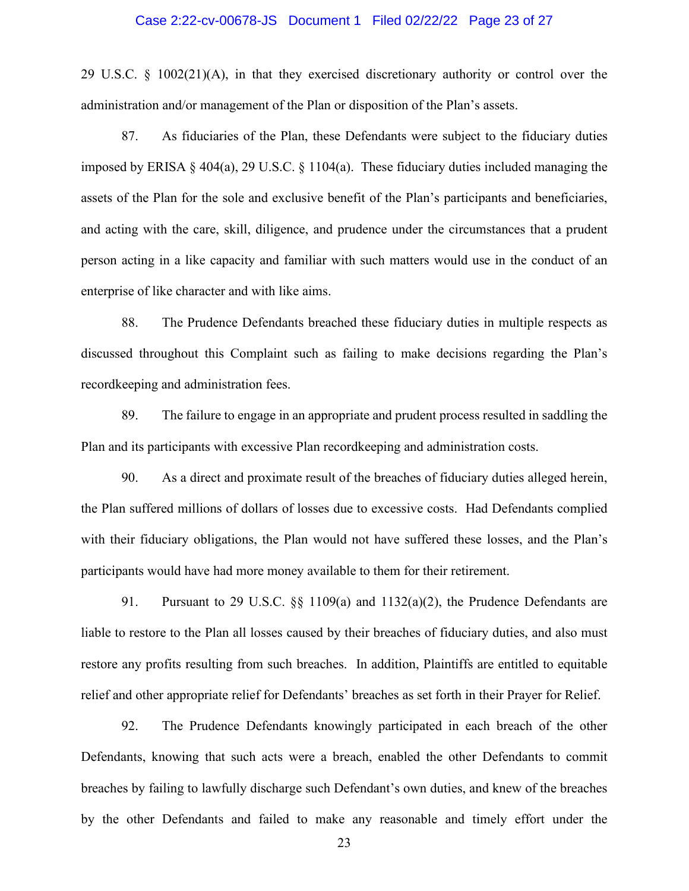29 U.S.C. § 1002(21)(A), in that they exercised discretionary authority or control over the administration and/or management of the Plan or disposition of the Plan's assets.

87. As fiduciaries of the Plan, these Defendants were subject to the fiduciary duties imposed by ERISA § 404(a), 29 U.S.C. § 1104(a). These fiduciary duties included managing the assets of the Plan for the sole and exclusive benefit of the Plan's participants and beneficiaries, and acting with the care, skill, diligence, and prudence under the circumstances that a prudent person acting in a like capacity and familiar with such matters would use in the conduct of an enterprise of like character and with like aims.

88. The Prudence Defendants breached these fiduciary duties in multiple respects as discussed throughout this Complaint such as failing to make decisions regarding the Plan's recordkeeping and administration fees.

89. The failure to engage in an appropriate and prudent process resulted in saddling the Plan and its participants with excessive Plan recordkeeping and administration costs.

90. As a direct and proximate result of the breaches of fiduciary duties alleged herein, the Plan suffered millions of dollars of losses due to excessive costs. Had Defendants complied with their fiduciary obligations, the Plan would not have suffered these losses, and the Plan's participants would have had more money available to them for their retirement.

91. Pursuant to 29 U.S.C. §§ 1109(a) and 1132(a)(2), the Prudence Defendants are liable to restore to the Plan all losses caused by their breaches of fiduciary duties, and also must restore any profits resulting from such breaches. In addition, Plaintiffs are entitled to equitable relief and other appropriate relief for Defendants' breaches as set forth in their Prayer for Relief.

92. The Prudence Defendants knowingly participated in each breach of the other Defendants, knowing that such acts were a breach, enabled the other Defendants to commit breaches by failing to lawfully discharge such Defendant's own duties, and knew of the breaches by the other Defendants and failed to make any reasonable and timely effort under the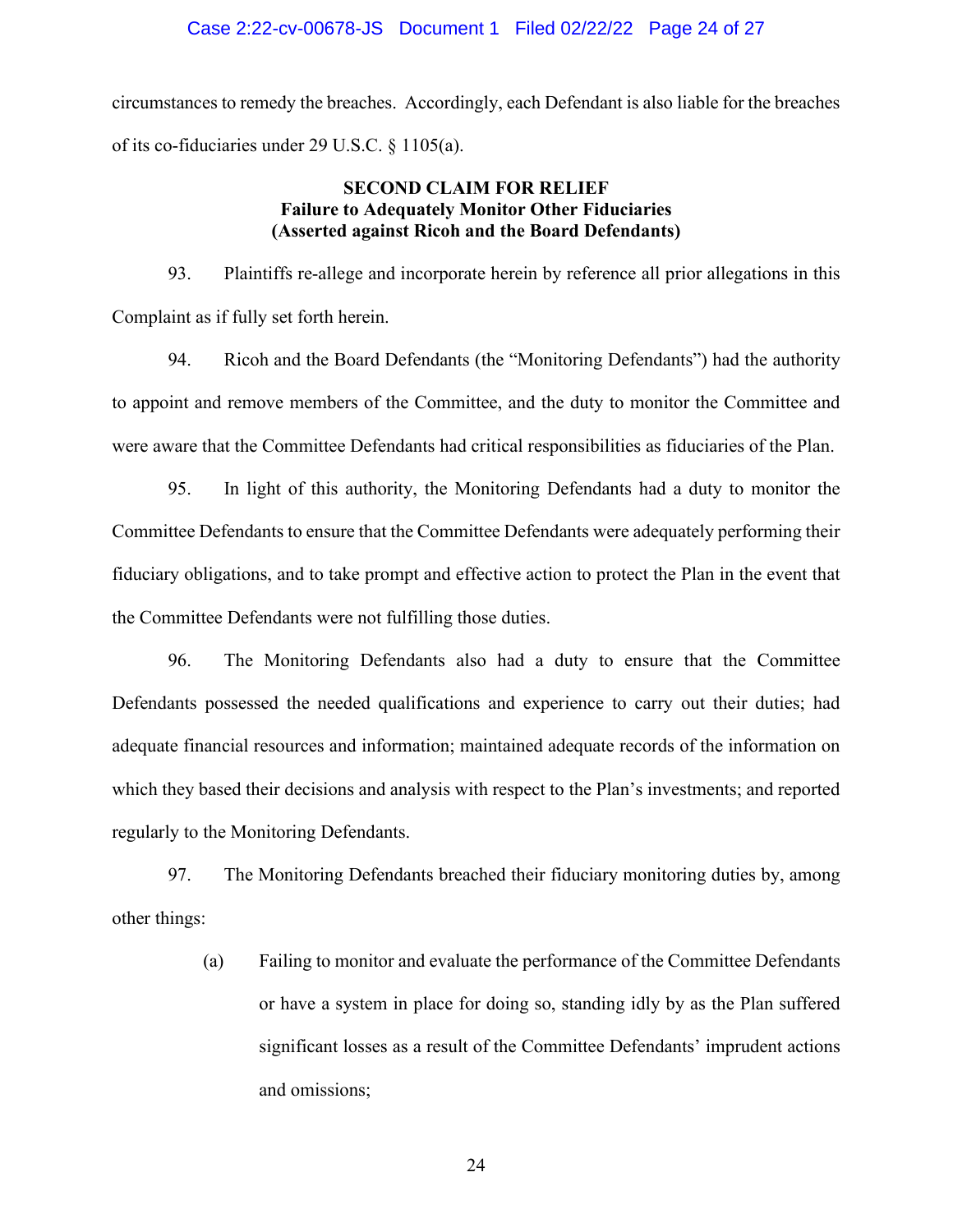circumstances to remedy the breaches. Accordingly, each Defendant is also liable for the breaches of its co-fiduciaries under 29 U.S.C. § 1105(a).

**SECOND CLAIM FOR RELIEF**
**Failure to Adequately Monitor Other Fiduciaries**
**(Asserted against Ricoh and the Board Defendants)**

93. Plaintiffs re-allege and incorporate herein by reference all prior allegations in this Complaint as if fully set forth herein.

94. Ricoh and the Board Defendants (the "Monitoring Defendants") had the authority to appoint and remove members of the Committee, and the duty to monitor the Committee and were aware that the Committee Defendants had critical responsibilities as fiduciaries of the Plan.

95. In light of this authority, the Monitoring Defendants had a duty to monitor the Committee Defendants to ensure that the Committee Defendants were adequately performing their fiduciary obligations, and to take prompt and effective action to protect the Plan in the event that the Committee Defendants were not fulfilling those duties.

96. The Monitoring Defendants also had a duty to ensure that the Committee Defendants possessed the needed qualifications and experience to carry out their duties; had adequate financial resources and information; maintained adequate records of the information on which they based their decisions and analysis with respect to the Plan's investments; and reported regularly to the Monitoring Defendants.

97. The Monitoring Defendants breached their fiduciary monitoring duties by, among other things:

(a) Failing to monitor and evaluate the performance of the Committee Defendants or have a system in place for doing so, standing idly by as the Plan suffered significant losses as a result of the Committee Defendants' imprudent actions and omissions;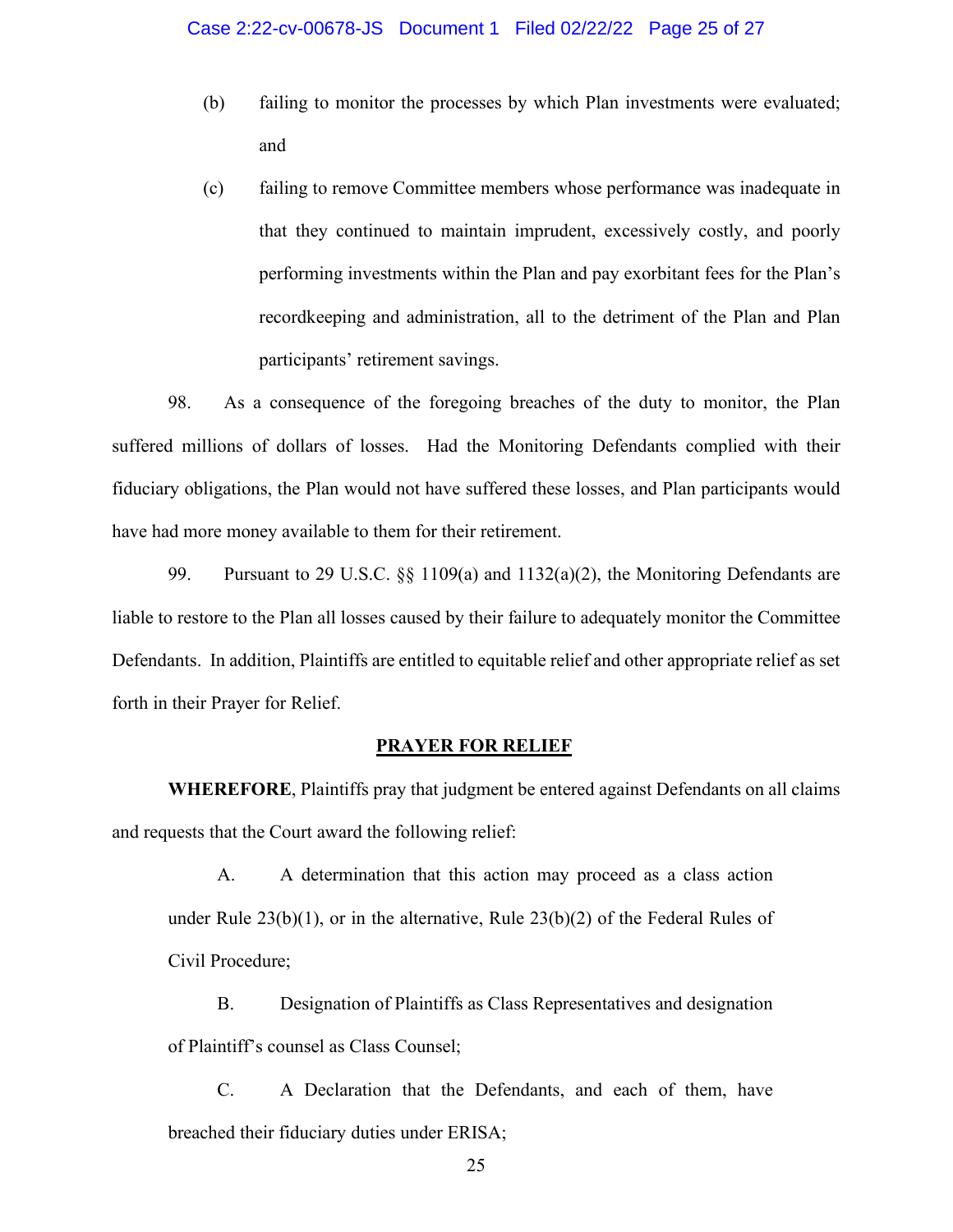(b) failing to monitor the processes by which Plan investments were evaluated; and

(c) failing to remove Committee members whose performance was inadequate in that they continued to maintain imprudent, excessively costly, and poorly performing investments within the Plan and pay exorbitant fees for the Plan's recordkeeping and administration, all to the detriment of the Plan and Plan participants' retirement savings.

98. As a consequence of the foregoing breaches of the duty to monitor, the Plan suffered millions of dollars of losses. Had the Monitoring Defendants complied with their fiduciary obligations, the Plan would not have suffered these losses, and Plan participants would have had more money available to them for their retirement.

99. Pursuant to 29 U.S.C. §§ 1109(a) and 1132(a)(2), the Monitoring Defendants are liable to restore to the Plan all losses caused by their failure to adequately monitor the Committee Defendants. In addition, Plaintiffs are entitled to equitable relief and other appropriate relief as set forth in their Prayer for Relief.

## PRAYER FOR RELIEF

**WHEREFORE**, Plaintiffs pray that judgment be entered against Defendants on all claims and requests that the Court award the following relief:

A. A determination that this action may proceed as a class action under Rule 23(b)(1), or in the alternative, Rule 23(b)(2) of the Federal Rules of Civil Procedure;

B. Designation of Plaintiffs as Class Representatives and designation of Plaintiff's counsel as Class Counsel;

C. A Declaration that the Defendants, and each of them, have breached their fiduciary duties under ERISA;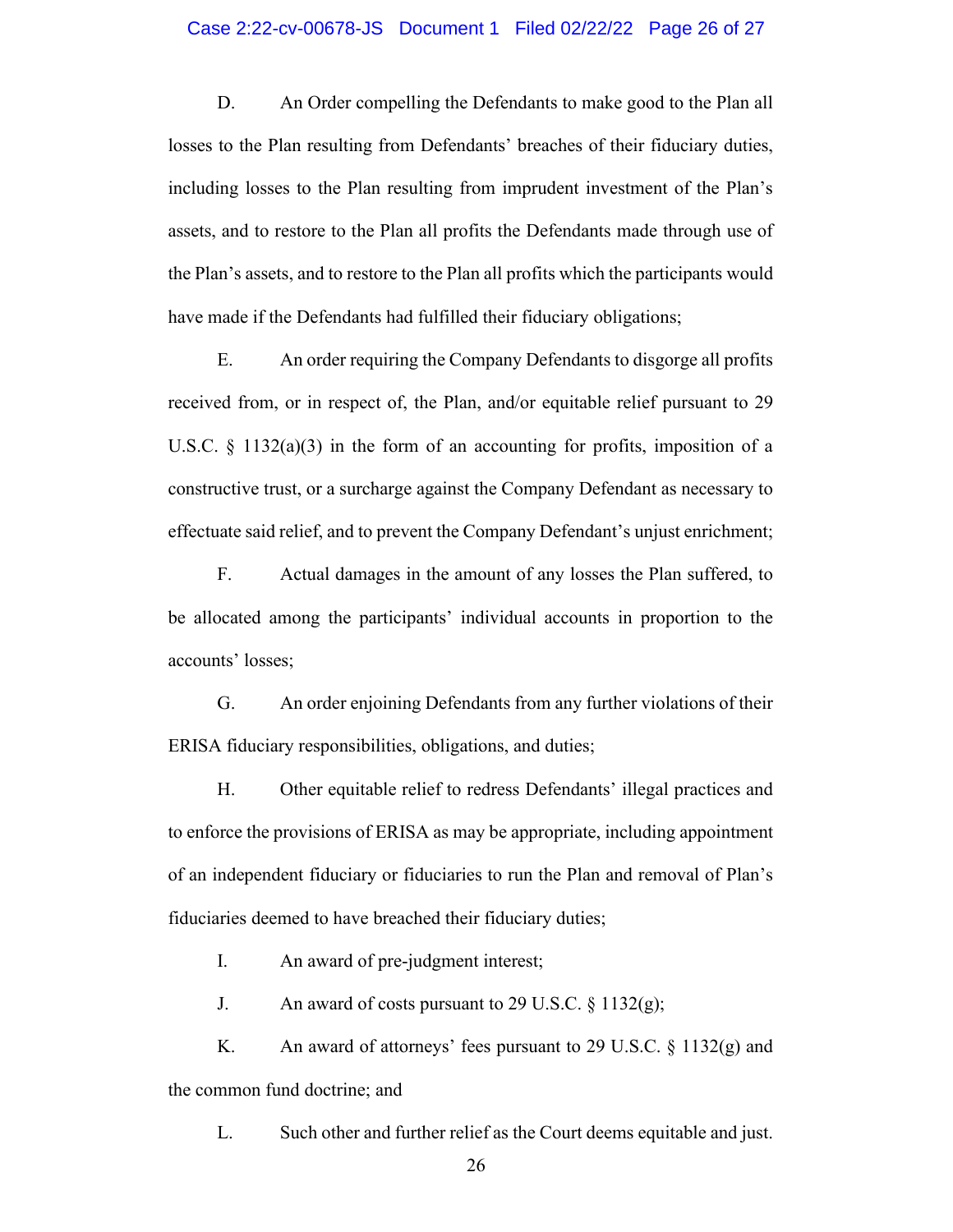D. An Order compelling the Defendants to make good to the Plan all losses to the Plan resulting from Defendants' breaches of their fiduciary duties, including losses to the Plan resulting from imprudent investment of the Plan's assets, and to restore to the Plan all profits the Defendants made through use of the Plan's assets, and to restore to the Plan all profits which the participants would have made if the Defendants had fulfilled their fiduciary obligations;

E. An order requiring the Company Defendants to disgorge all profits received from, or in respect of, the Plan, and/or equitable relief pursuant to 29 U.S.C. § 1132(a)(3) in the form of an accounting for profits, imposition of a constructive trust, or a surcharge against the Company Defendant as necessary to effectuate said relief, and to prevent the Company Defendant's unjust enrichment;

F. Actual damages in the amount of any losses the Plan suffered, to be allocated among the participants' individual accounts in proportion to the accounts' losses;

G. An order enjoining Defendants from any further violations of their ERISA fiduciary responsibilities, obligations, and duties;

H. Other equitable relief to redress Defendants' illegal practices and to enforce the provisions of ERISA as may be appropriate, including appointment of an independent fiduciary or fiduciaries to run the Plan and removal of Plan's fiduciaries deemed to have breached their fiduciary duties;

I. An award of pre-judgment interest;

J. An award of costs pursuant to 29 U.S.C. § 1132(g);

K. An award of attorneys' fees pursuant to 29 U.S.C. § 1132(g) and the common fund doctrine; and

L. Such other and further relief as the Court deems equitable and just.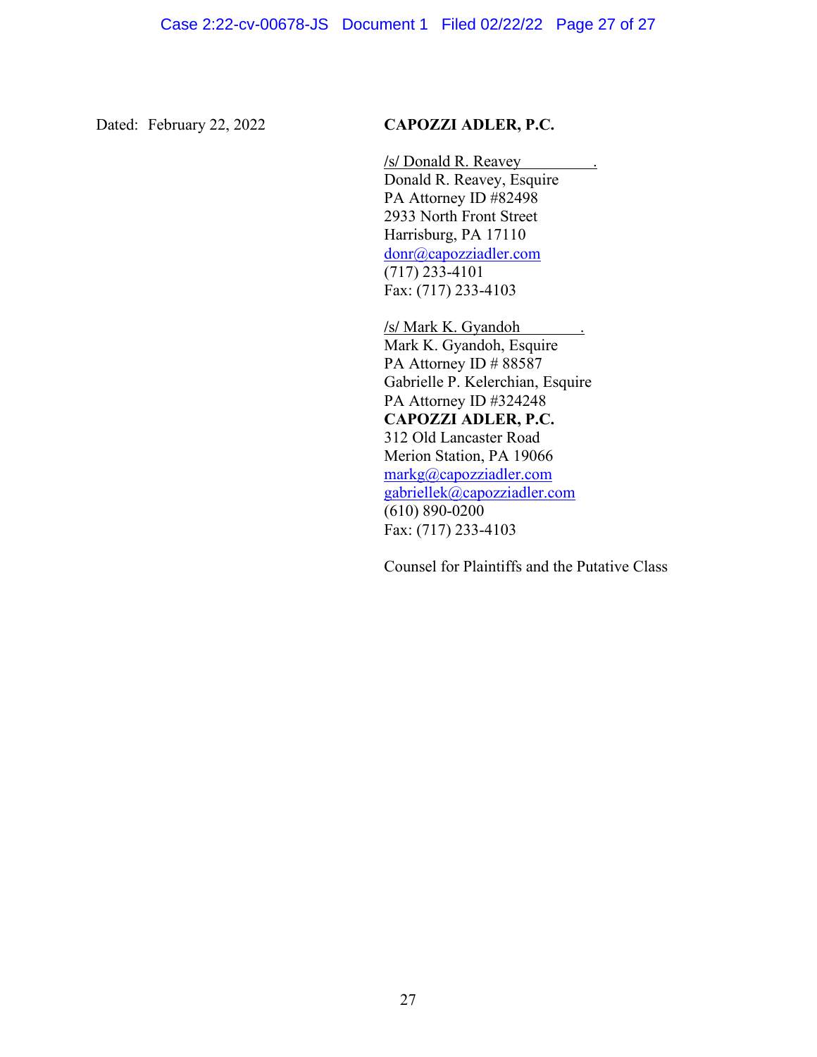Dated: February 22, 2022

**CAPOZZI ADLER, P.C.**

/s/ Donald R. Reavey .
Donald R. Reavey, Esquire
PA Attorney ID #82498
2933 North Front Street
Harrisburg, PA 17110
donr@capozziadler.com
(717) 233-4101
Fax: (717) 233-4103

/s/ Mark K. Gyandoh .
Mark K. Gyandoh, Esquire
PA Attorney ID # 88587
Gabrielle P. Kelerchian, Esquire
PA Attorney ID #324248
**CAPOZZI ADLER, P.C.**
312 Old Lancaster Road
Merion Station, PA 19066
markg@capozziadler.com
gabriellek@capozziadler.com
(610) 890-0200
Fax: (717) 233-4103

Counsel for Plaintiffs and the Putative Class